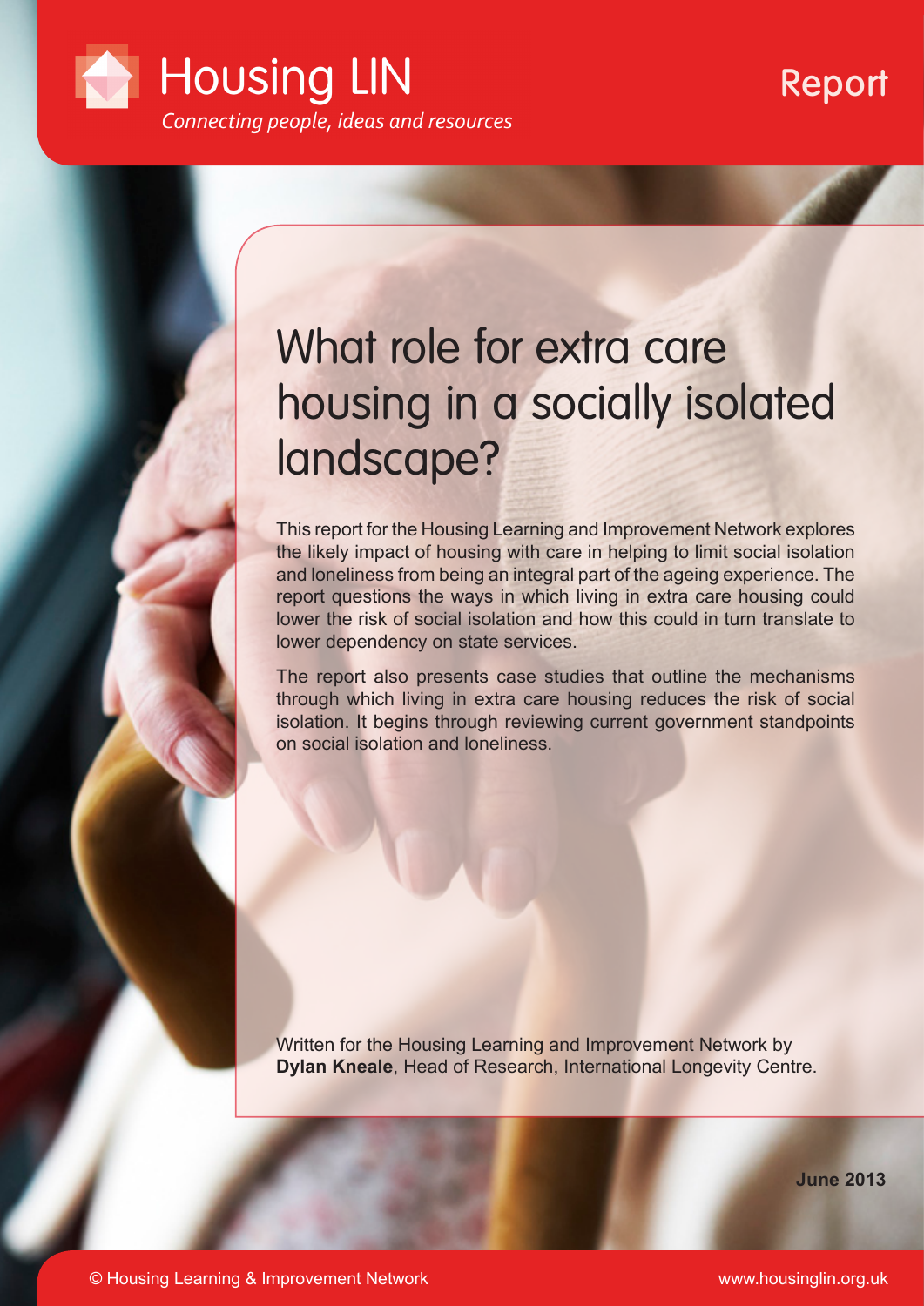Housing LIN

*Connecting people, ideas and resources*

Report

# What role for extra care housing in a socially isolated landscape?

This report for the Housing Learning and Improvement Network explores the likely impact of housing with care in helping to limit social isolation and loneliness from being an integral part of the ageing experience. The report questions the ways in which living in extra care housing could lower the risk of social isolation and how this could in turn translate to lower dependency on state services.

The report also presents case studies that outline the mechanisms through which living in extra care housing reduces the risk of social isolation. It begins through reviewing current government standpoints on social isolation and loneliness.

Written for the Housing Learning and Improvement Network by **Dylan Kneale**, Head of Research, International Longevity Centre.

**June 2013**

© Housing Learning & Improvement Network

www.housinglin.org.uk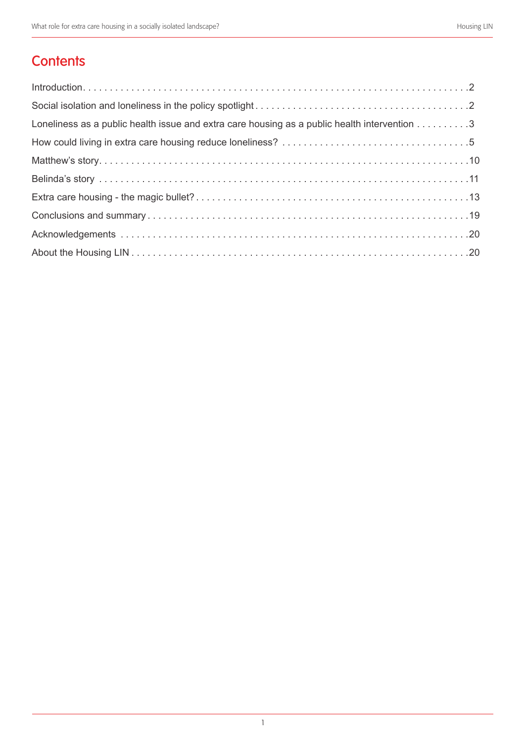## Contents

Introduction . . . . . . . . . . 2

Social isolation and loneliness in the policy spotlight . . . . . . . . . . 2

Loneliness as a public health issue and extra care housing as a public health intervention . . . . . . . . . . 3

How could living in extra care housing reduce loneliness? . . . . . . . . . . 5

Matthew's story . . . . . . . . . . 10

Belinda's story . . . . . . . . . . 11

Extra care housing - the magic bullet? . . . . . . . . . . 13

Conclusions and summary . . . . . . . . . . 19

Acknowledgements . . . . . . . . . . 20

About the Housing LIN . . . . . . . . . . 20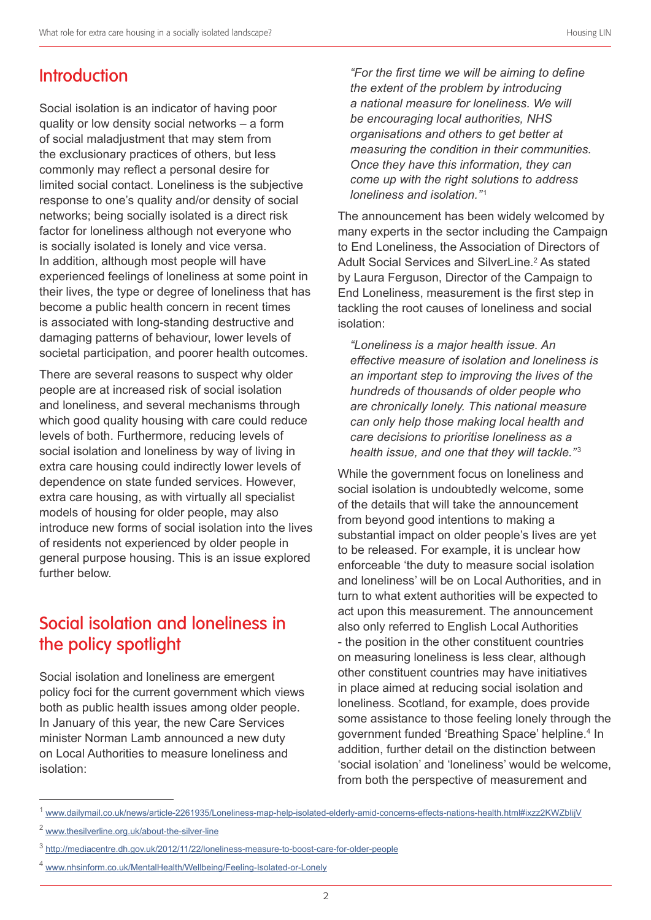## Introduction

Social isolation is an indicator of having poor quality or low density social networks – a form of social maladjustment that may stem from the exclusionary practices of others, but less commonly may reflect a personal desire for limited social contact. Loneliness is the subjective response to one's quality and/or density of social networks; being socially isolated is a direct risk factor for loneliness although not everyone who is socially isolated is lonely and vice versa. In addition, although most people will have experienced feelings of loneliness at some point in their lives, the type or degree of loneliness that has become a public health concern in recent times is associated with long-standing destructive and damaging patterns of behaviour, lower levels of societal participation, and poorer health outcomes.

There are several reasons to suspect why older people are at increased risk of social isolation and loneliness, and several mechanisms through which good quality housing with care could reduce levels of both. Furthermore, reducing levels of social isolation and loneliness by way of living in extra care housing could indirectly lower levels of dependence on state funded services. However, extra care housing, as with virtually all specialist models of housing for older people, may also introduce new forms of social isolation into the lives of residents not experienced by older people in general purpose housing. This is an issue explored further below.

## Social isolation and loneliness in the policy spotlight

Social isolation and loneliness are emergent policy foci for the current government which views both as public health issues among older people. In January of this year, the new Care Services minister Norman Lamb announced a new duty on Local Authorities to measure loneliness and isolation:

> *"For the first time we will be aiming to define the extent of the problem by introducing a national measure for loneliness. We will be encouraging local authorities, NHS organisations and others to get better at measuring the condition in their communities. Once they have this information, they can come up with the right solutions to address loneliness and isolation."*[1]

The announcement has been widely welcomed by many experts in the sector including the Campaign to End Loneliness, the Association of Directors of Adult Social Services and SilverLine.[2] As stated by Laura Ferguson, Director of the Campaign to End Loneliness, measurement is the first step in tackling the root causes of loneliness and social isolation:

> *"Loneliness is a major health issue. An effective measure of isolation and loneliness is an important step to improving the lives of the hundreds of thousands of older people who are chronically lonely. This national measure can only help those making local health and care decisions to prioritise loneliness as a health issue, and one that they will tackle."*[3]

While the government focus on loneliness and social isolation is undoubtedly welcome, some of the details that will take the announcement from beyond good intentions to making a substantial impact on older people's lives are yet to be released. For example, it is unclear how enforceable 'the duty to measure social isolation and loneliness' will be on Local Authorities, and in turn to what extent authorities will be expected to act upon this measurement. The announcement also only referred to English Local Authorities - the position in the other constituent countries on measuring loneliness is less clear, although other constituent countries may have initiatives in place aimed at reducing social isolation and loneliness. Scotland, for example, does provide some assistance to those feeling lonely through the government funded 'Breathing Space' helpline.[4] In addition, further detail on the distinction between 'social isolation' and 'loneliness' would be welcome, from both the perspective of measurement and

---

[1] www.dailymail.co.uk/news/article-2261935/Loneliness-map-help-isolated-elderly-amid-concerns-effects-nations-health.html#ixzz2KWZbIijV

[2] www.thesilverline.org.uk/about-the-silver-line

[3] http://mediacentre.dh.gov.uk/2012/11/22/loneliness-measure-to-boost-care-for-older-people

[4] www.nhsinform.co.uk/MentalHealth/Wellbeing/Feeling-Isolated-or-Lonely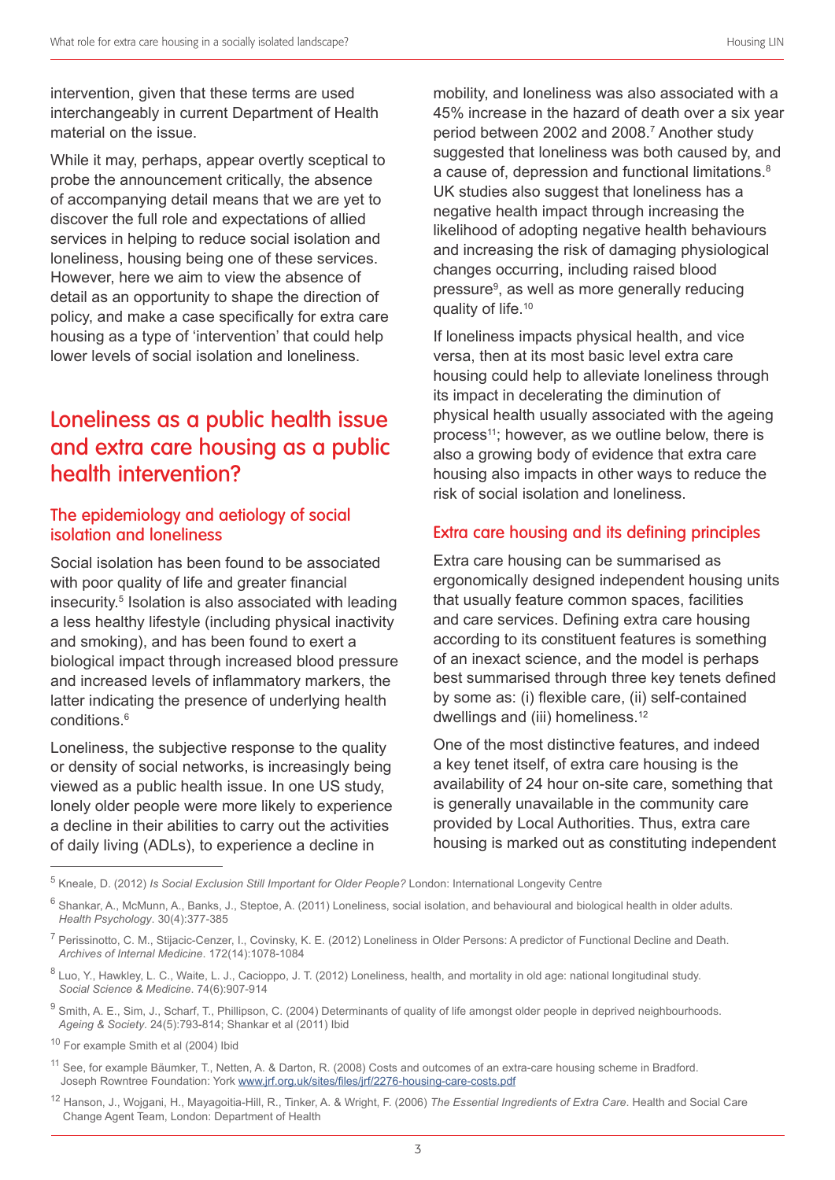intervention, given that these terms are used interchangeably in current Department of Health material on the issue.

While it may, perhaps, appear overtly sceptical to probe the announcement critically, the absence of accompanying detail means that we are yet to discover the full role and expectations of allied services in helping to reduce social isolation and loneliness, housing being one of these services. However, here we aim to view the absence of detail as an opportunity to shape the direction of policy, and make a case specifically for extra care housing as a type of 'intervention' that could help lower levels of social isolation and loneliness.

## Loneliness as a public health issue and extra care housing as a public health intervention?

### The epidemiology and aetiology of social isolation and loneliness

Social isolation has been found to be associated with poor quality of life and greater financial insecurity.[5] Isolation is also associated with leading a less healthy lifestyle (including physical inactivity and smoking), and has been found to exert a biological impact through increased blood pressure and increased levels of inflammatory markers, the latter indicating the presence of underlying health conditions.[6]

Loneliness, the subjective response to the quality or density of social networks, is increasingly being viewed as a public health issue. In one US study, lonely older people were more likely to experience a decline in their abilities to carry out the activities of daily living (ADLs), to experience a decline in mobility, and loneliness was also associated with a 45% increase in the hazard of death over a six year period between 2002 and 2008.[7] Another study suggested that loneliness was both caused by, and a cause of, depression and functional limitations.[8] UK studies also suggest that loneliness has a negative health impact through increasing the likelihood of adopting negative health behaviours and increasing the risk of damaging physiological changes occurring, including raised blood pressure[9], as well as more generally reducing quality of life.[10]

If loneliness impacts physical health, and vice versa, then at its most basic level extra care housing could help to alleviate loneliness through its impact in decelerating the diminution of physical health usually associated with the ageing process[11]; however, as we outline below, there is also a growing body of evidence that extra care housing also impacts in other ways to reduce the risk of social isolation and loneliness.

### Extra care housing and its defining principles

Extra care housing can be summarised as ergonomically designed independent housing units that usually feature common spaces, facilities and care services. Defining extra care housing according to its constituent features is something of an inexact science, and the model is perhaps best summarised through three key tenets defined by some as: (i) flexible care, (ii) self-contained dwellings and (iii) homeliness.[12]

One of the most distinctive features, and indeed a key tenet itself, of extra care housing is the availability of 24 hour on-site care, something that is generally unavailable in the community care provided by Local Authorities. Thus, extra care housing is marked out as constituting independent

---

[5] Kneale, D. (2012) *Is Social Exclusion Still Important for Older People?* London: International Longevity Centre

[6] Shankar, A., McMunn, A., Banks, J., Steptoe, A. (2011) Loneliness, social isolation, and behavioural and biological health in older adults. *Health Psychology*. 30(4):377-385

[7] Perissinotto, C. M., Stijacic-Cenzer, I., Covinsky, K. E. (2012) Loneliness in Older Persons: A predictor of Functional Decline and Death. *Archives of Internal Medicine*. 172(14):1078-1084

[8] Luo, Y., Hawkley, L. C., Waite, L. J., Cacioppo, J. T. (2012) Loneliness, health, and mortality in old age: national longitudinal study. *Social Science & Medicine*. 74(6):907-914

[9] Smith, A. E., Sim, J., Scharf, T., Phillipson, C. (2004) Determinants of quality of life amongst older people in deprived neighbourhoods. *Ageing & Society*. 24(5):793-814; Shankar et al (2011) Ibid

[10] For example Smith et al (2004) Ibid

[11] See, for example Bäumker, T., Netten, A. & Darton, R. (2008) Costs and outcomes of an extra-care housing scheme in Bradford. Joseph Rowntree Foundation: York www.jrf.org.uk/sites/files/jrf/2276-housing-care-costs.pdf

[12] Hanson, J., Wojgani, H., Mayagoitia-Hill, R., Tinker, A. & Wright, F. (2006) *The Essential Ingredients of Extra Care*. Health and Social Care Change Agent Team, London: Department of Health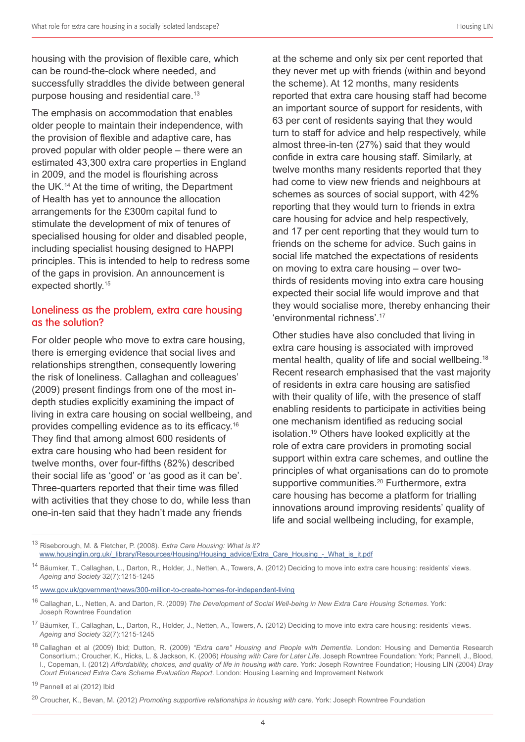housing with the provision of flexible care, which can be round-the-clock where needed, and successfully straddles the divide between general purpose housing and residential care.[13]

The emphasis on accommodation that enables older people to maintain their independence, with the provision of flexible and adaptive care, has proved popular with older people – there were an estimated 43,300 extra care properties in England in 2009, and the model is flourishing across the UK.[14] At the time of writing, the Department of Health has yet to announce the allocation arrangements for the £300m capital fund to stimulate the development of mix of tenures of specialised housing for older and disabled people, including specialist housing designed to HAPPI principles. This is intended to help to redress some of the gaps in provision. An announcement is expected shortly.[15]

## Loneliness as the problem, extra care housing as the solution?

For older people who move to extra care housing, there is emerging evidence that social lives and relationships strengthen, consequently lowering the risk of loneliness. Callaghan and colleagues' (2009) present findings from one of the most in-depth studies explicitly examining the impact of living in extra care housing on social wellbeing, and provides compelling evidence as to its efficacy.[16] They find that among almost 600 residents of extra care housing who had been resident for twelve months, over four-fifths (82%) described their social life as 'good' or 'as good as it can be'. Three-quarters reported that their time was filled with activities that they chose to do, while less than one-in-ten said that they hadn't made any friends at the scheme and only six per cent reported that they never met up with friends (within and beyond the scheme). At 12 months, many residents reported that extra care housing staff had become an important source of support for residents, with 63 per cent of residents saying that they would turn to staff for advice and help respectively, while almost three-in-ten (27%) said that they would confide in extra care housing staff. Similarly, at twelve months many residents reported that they had come to view new friends and neighbours at schemes as sources of social support, with 42% reporting that they would turn to friends in extra care housing for advice and help respectively, and 17 per cent reporting that they would turn to friends on the scheme for advice. Such gains in social life matched the expectations of residents on moving to extra care housing – over two-thirds of residents moving into extra care housing expected their social life would improve and that they would socialise more, thereby enhancing their 'environmental richness'.[17]

Other studies have also concluded that living in extra care housing is associated with improved mental health, quality of life and social wellbeing.[18] Recent research emphasised that the vast majority of residents in extra care housing are satisfied with their quality of life, with the presence of staff enabling residents to participate in activities being one mechanism identified as reducing social isolation.[19] Others have looked explicitly at the role of extra care providers in promoting social support within extra care schemes, and outline the principles of what organisations can do to promote supportive communities.[20] Furthermore, extra care housing has become a platform for trialling innovations around improving residents' quality of life and social wellbeing including, for example,

---

[13] Riseborough, M. & Fletcher, P. (2008). *Extra Care Housing: What is it?* www.housinglin.org.uk/_library/Resources/Housing/Housing_advice/Extra_Care_Housing_-_What_is_it.pdf

[14] Bäumker, T., Callaghan, L., Darton, R., Holder, J., Netten, A., Towers, A. (2012) Deciding to move into extra care housing: residents' views. *Ageing and Society* 32(7):1215-1245

[15] www.gov.uk/government/news/300-million-to-create-homes-for-independent-living

[16] Callaghan, L., Netten, A. and Darton, R. (2009) *The Development of Social Well-being in New Extra Care Housing Schemes*. York: Joseph Rowntree Foundation

[17] Bäumker, T., Callaghan, L., Darton, R., Holder, J., Netten, A., Towers, A. (2012) Deciding to move into extra care housing: residents' views. *Ageing and Society* 32(7):1215-1245

[18] Callaghan et al (2009) Ibid; Dutton, R. (2009) *"Extra care" Housing and People with Dementia*. London: Housing and Dementia Research Consortium.; Croucher, K., Hicks, L. & Jackson, K. (2006) *Housing with Care for Later Life*. Joseph Rowntree Foundation: York; Pannell, J., Blood, I., Copeman, I. (2012) *Affordability, choices, and quality of life in housing with care*. York: Joseph Rowntree Foundation; Housing LIN (2004) *Dray Court Enhanced Extra Care Scheme Evaluation Report*. London: Housing Learning and Improvement Network

[19] Pannell et al (2012) Ibid

[20] Croucher, K., Bevan, M. (2012) *Promoting supportive relationships in housing with care*. York: Joseph Rowntree Foundation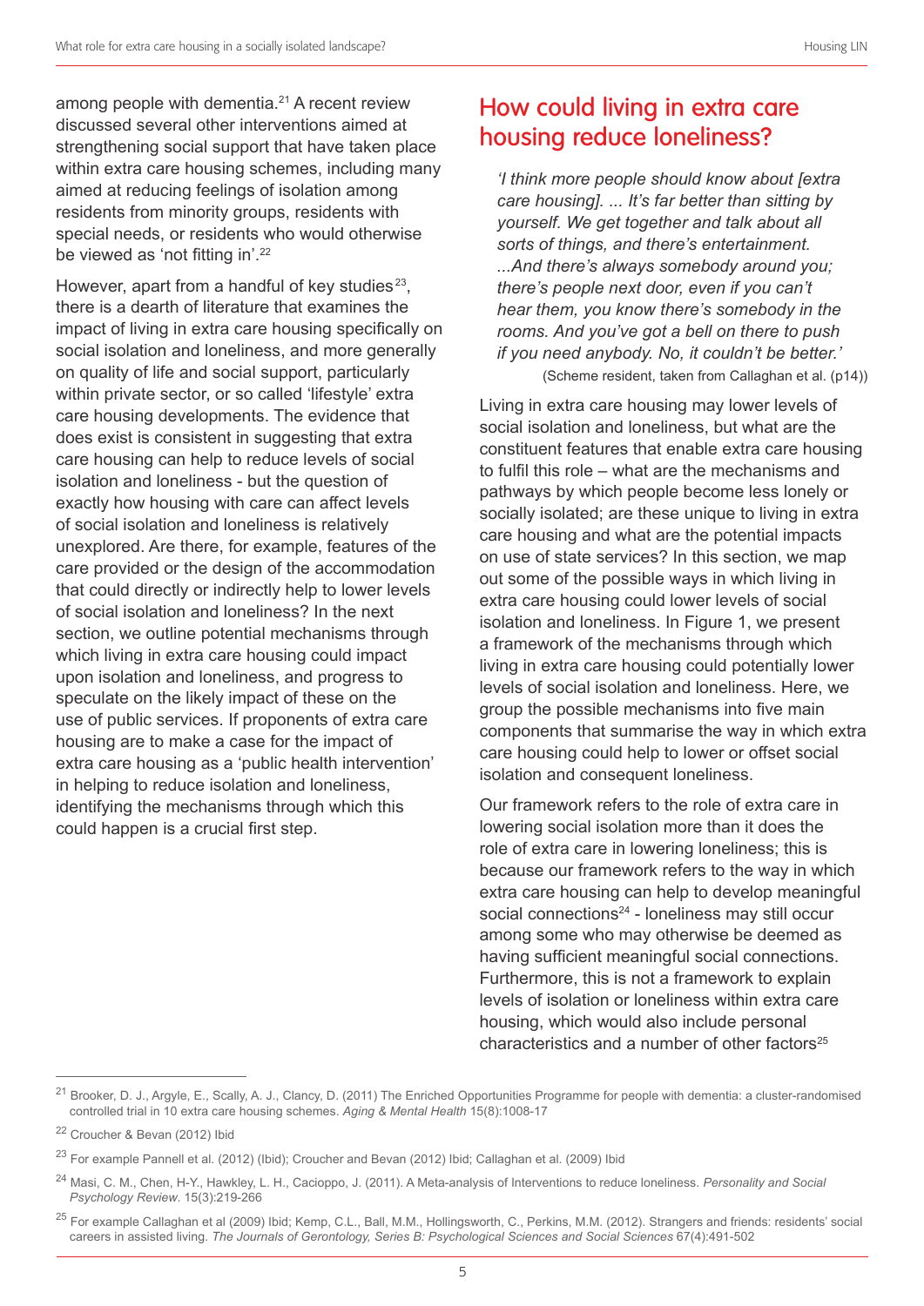among people with dementia.[21] A recent review discussed several other interventions aimed at strengthening social support that have taken place within extra care housing schemes, including many aimed at reducing feelings of isolation among residents from minority groups, residents with special needs, or residents who would otherwise be viewed as 'not fitting in'.[22]

However, apart from a handful of key studies[23], there is a dearth of literature that examines the impact of living in extra care housing specifically on social isolation and loneliness, and more generally on quality of life and social support, particularly within private sector, or so called 'lifestyle' extra care housing developments. The evidence that does exist is consistent in suggesting that extra care housing can help to reduce levels of social isolation and loneliness - but the question of exactly how housing with care can affect levels of social isolation and loneliness is relatively unexplored. Are there, for example, features of the care provided or the design of the accommodation that could directly or indirectly help to lower levels of social isolation and loneliness? In the next section, we outline potential mechanisms through which living in extra care housing could impact upon isolation and loneliness, and progress to speculate on the likely impact of these on the use of public services. If proponents of extra care housing are to make a case for the impact of extra care housing as a 'public health intervention' in helping to reduce isolation and loneliness, identifying the mechanisms through which this could happen is a crucial first step.

## How could living in extra care housing reduce loneliness?

> *'I think more people should know about [extra care housing]. ... It's far better than sitting by yourself. We get together and talk about all sorts of things, and there's entertainment. ...And there's always somebody around you; there's people next door, even if you can't hear them, you know there's somebody in the rooms. And you've got a bell on there to push if you need anybody. No, it couldn't be better.'*
>
> (Scheme resident, taken from Callaghan et al. (p14))

Living in extra care housing may lower levels of social isolation and loneliness, but what are the constituent features that enable extra care housing to fulfil this role – what are the mechanisms and pathways by which people become less lonely or socially isolated; are these unique to living in extra care housing and what are the potential impacts on use of state services? In this section, we map out some of the possible ways in which living in extra care housing could lower levels of social isolation and loneliness. In Figure 1, we present a framework of the mechanisms through which living in extra care housing could potentially lower levels of social isolation and loneliness. Here, we group the possible mechanisms into five main components that summarise the way in which extra care housing could help to lower or offset social isolation and consequent loneliness.

Our framework refers to the role of extra care in lowering social isolation more than it does the role of extra care in lowering loneliness; this is because our framework refers to the way in which extra care housing can help to develop meaningful social connections[24] - loneliness may still occur among some who may otherwise be deemed as having sufficient meaningful social connections. Furthermore, this is not a framework to explain levels of isolation or loneliness within extra care housing, which would also include personal characteristics and a number of other factors[25]

---

[21] Brooker, D. J., Argyle, E., Scally, A. J., Clancy, D. (2011) The Enriched Opportunities Programme for people with dementia: a cluster-randomised controlled trial in 10 extra care housing schemes. *Aging & Mental Health* 15(8):1008-17

[22] Croucher & Bevan (2012) Ibid

[23] For example Pannell et al. (2012) (Ibid); Croucher and Bevan (2012) Ibid; Callaghan et al. (2009) Ibid

[24] Masi, C. M., Chen, H-Y., Hawkley, L. H., Cacioppo, J. (2011). A Meta-analysis of Interventions to reduce loneliness. *Personality and Social Psychology Review*. 15(3):219-266

[25] For example Callaghan et al (2009) Ibid; Kemp, C.L., Ball, M.M., Hollingsworth, C., Perkins, M.M. (2012). Strangers and friends: residents' social careers in assisted living. *The Journals of Gerontology, Series B: Psychological Sciences and Social Sciences* 67(4):491-502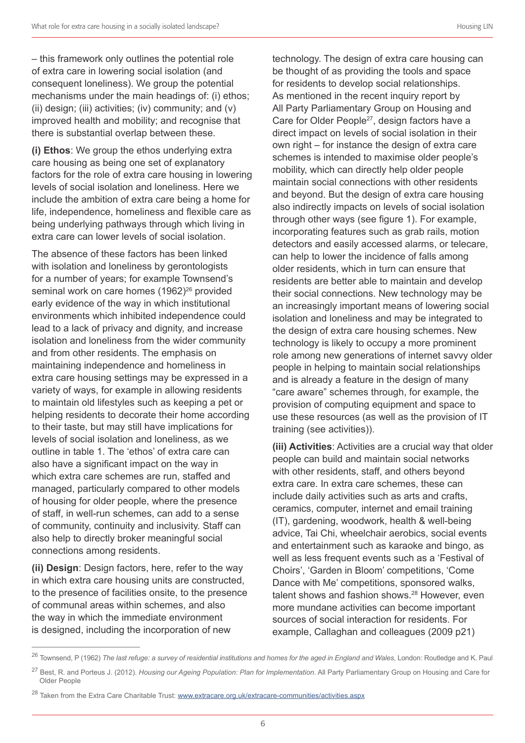– this framework only outlines the potential role of extra care in lowering social isolation (and consequent loneliness). We group the potential mechanisms under the main headings of: (i) ethos; (ii) design; (iii) activities; (iv) community; and (v) improved health and mobility; and recognise that there is substantial overlap between these.

**(i) Ethos**: We group the ethos underlying extra care housing as being one set of explanatory factors for the role of extra care housing in lowering levels of social isolation and loneliness. Here we include the ambition of extra care being a home for life, independence, homeliness and flexible care as being underlying pathways through which living in extra care can lower levels of social isolation.

The absence of these factors has been linked with isolation and loneliness by gerontologists for a number of years; for example Townsend's seminal work on care homes (1962)[26] provided early evidence of the way in which institutional environments which inhibited independence could lead to a lack of privacy and dignity, and increase isolation and loneliness from the wider community and from other residents. The emphasis on maintaining independence and homeliness in extra care housing settings may be expressed in a variety of ways, for example in allowing residents to maintain old lifestyles such as keeping a pet or helping residents to decorate their home according to their taste, but may still have implications for levels of social isolation and loneliness, as we outline in table 1. The 'ethos' of extra care can also have a significant impact on the way in which extra care schemes are run, staffed and managed, particularly compared to other models of housing for older people, where the presence of staff, in well-run schemes, can add to a sense of community, continuity and inclusivity. Staff can also help to directly broker meaningful social connections among residents.

**(ii) Design**: Design factors, here, refer to the way in which extra care housing units are constructed, to the presence of facilities onsite, to the presence of communal areas within schemes, and also the way in which the immediate environment is designed, including the incorporation of new technology. The design of extra care housing can be thought of as providing the tools and space for residents to develop social relationships. As mentioned in the recent inquiry report by All Party Parliamentary Group on Housing and Care for Older People[27], design factors have a direct impact on levels of social isolation in their own right – for instance the design of extra care schemes is intended to maximise older people's mobility, which can directly help older people maintain social connections with other residents and beyond. But the design of extra care housing also indirectly impacts on levels of social isolation through other ways (see figure 1). For example, incorporating features such as grab rails, motion detectors and easily accessed alarms, or telecare, can help to lower the incidence of falls among older residents, which in turn can ensure that residents are better able to maintain and develop their social connections. New technology may be an increasingly important means of lowering social isolation and loneliness and may be integrated to the design of extra care housing schemes. New technology is likely to occupy a more prominent role among new generations of internet savvy older people in helping to maintain social relationships and is already a feature in the design of many "care aware" schemes through, for example, the provision of computing equipment and space to use these resources (as well as the provision of IT training (see activities)).

**(iii) Activities**: Activities are a crucial way that older people can build and maintain social networks with other residents, staff, and others beyond extra care. In extra care schemes, these can include daily activities such as arts and crafts, ceramics, computer, internet and email training (IT), gardening, woodwork, health & well-being advice, Tai Chi, wheelchair aerobics, social events and entertainment such as karaoke and bingo, as well as less frequent events such as a 'Festival of Choirs', 'Garden in Bloom' competitions, 'Come Dance with Me' competitions, sponsored walks, talent shows and fashion shows.[28] However, even more mundane activities can become important sources of social interaction for residents. For example, Callaghan and colleagues (2009 p21)

---

[26] Townsend, P (1962) *The last refuge: a survey of residential institutions and homes for the aged in England and Wales*, London: Routledge and K. Paul

[27] Best, R. and Porteus J. (2012). *Housing our Ageing Population: Plan for Implementation*. All Party Parliamentary Group on Housing and Care for Older People

[28] Taken from the Extra Care Charitable Trust: www.extracare.org.uk/extracare-communities/activities.aspx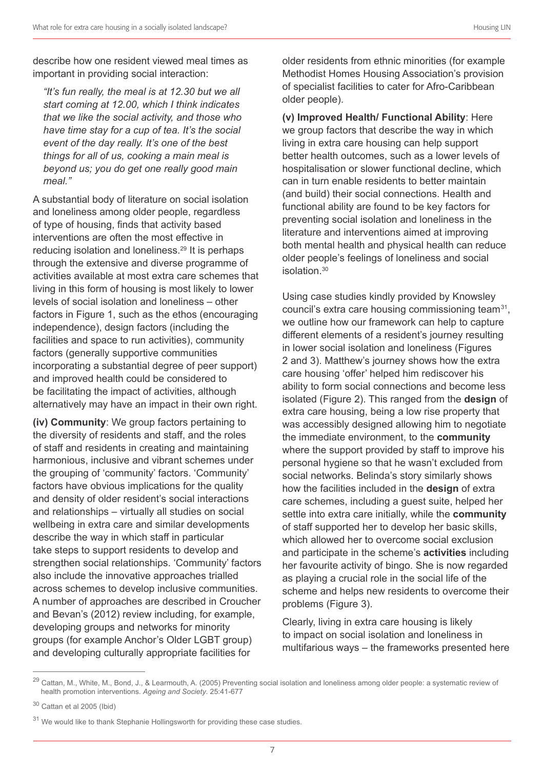describe how one resident viewed meal times as important in providing social interaction:

> *"It's fun really, the meal is at 12.30 but we all start coming at 12.00, which I think indicates that we like the social activity, and those who have time stay for a cup of tea. It's the social event of the day really. It's one of the best things for all of us, cooking a main meal is beyond us; you do get one really good main meal."*

A substantial body of literature on social isolation and loneliness among older people, regardless of type of housing, finds that activity based interventions are often the most effective in reducing isolation and loneliness.[29] It is perhaps through the extensive and diverse programme of activities available at most extra care schemes that living in this form of housing is most likely to lower levels of social isolation and loneliness – other factors in Figure 1, such as the ethos (encouraging independence), design factors (including the facilities and space to run activities), community factors (generally supportive communities incorporating a substantial degree of peer support) and improved health could be considered to be facilitating the impact of activities, although alternatively may have an impact in their own right.

**(iv) Community**: We group factors pertaining to the diversity of residents and staff, and the roles of staff and residents in creating and maintaining harmonious, inclusive and vibrant schemes under the grouping of 'community' factors. 'Community' factors have obvious implications for the quality and density of older resident's social interactions and relationships – virtually all studies on social wellbeing in extra care and similar developments describe the way in which staff in particular take steps to support residents to develop and strengthen social relationships. 'Community' factors also include the innovative approaches trialled across schemes to develop inclusive communities. A number of approaches are described in Croucher and Bevan's (2012) review including, for example, developing groups and networks for minority groups (for example Anchor's Older LGBT group) and developing culturally appropriate facilities for older residents from ethnic minorities (for example Methodist Homes Housing Association's provision of specialist facilities to cater for Afro-Caribbean older people).

**(v) Improved Health/ Functional Ability**: Here we group factors that describe the way in which living in extra care housing can help support better health outcomes, such as a lower levels of hospitalisation or slower functional decline, which can in turn enable residents to better maintain (and build) their social connections. Health and functional ability are found to be key factors for preventing social isolation and loneliness in the literature and interventions aimed at improving both mental health and physical health can reduce older people's feelings of loneliness and social isolation.[30]

Using case studies kindly provided by Knowsley council's extra care housing commissioning team[31], we outline how our framework can help to capture different elements of a resident's journey resulting in lower social isolation and loneliness (Figures 2 and 3). Matthew's journey shows how the extra care housing 'offer' helped him rediscover his ability to form social connections and become less isolated (Figure 2). This ranged from the **design** of extra care housing, being a low rise property that was accessibly designed allowing him to negotiate the immediate environment, to the **community** where the support provided by staff to improve his personal hygiene so that he wasn't excluded from social networks. Belinda's story similarly shows how the facilities included in the **design** of extra care schemes, including a guest suite, helped her settle into extra care initially, while the **community** of staff supported her to develop her basic skills, which allowed her to overcome social exclusion and participate in the scheme's **activities** including her favourite activity of bingo. She is now regarded as playing a crucial role in the social life of the scheme and helps new residents to overcome their problems (Figure 3).

Clearly, living in extra care housing is likely to impact on social isolation and loneliness in multifarious ways – the frameworks presented here

---

[29] Cattan, M., White, M., Bond, J., & Learmouth, A. (2005) Preventing social isolation and loneliness among older people: a systematic review of health promotion interventions. *Ageing and Society*. 25:41-677

[30] Cattan et al 2005 (Ibid)

[31] We would like to thank Stephanie Hollingsworth for providing these case studies.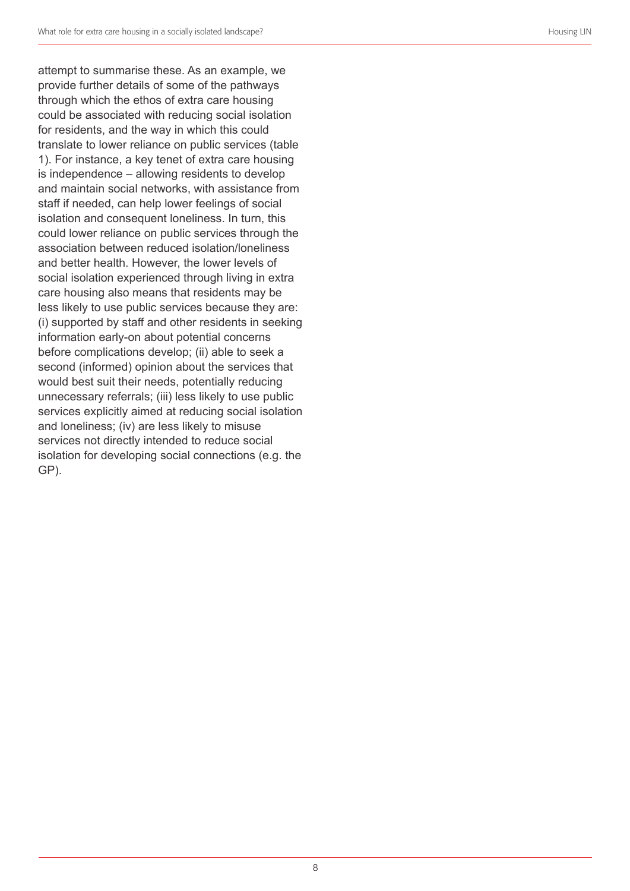attempt to summarise these. As an example, we provide further details of some of the pathways through which the ethos of extra care housing could be associated with reducing social isolation for residents, and the way in which this could translate to lower reliance on public services (table 1). For instance, a key tenet of extra care housing is independence – allowing residents to develop and maintain social networks, with assistance from staff if needed, can help lower feelings of social isolation and consequent loneliness. In turn, this could lower reliance on public services through the association between reduced isolation/loneliness and better health. However, the lower levels of social isolation experienced through living in extra care housing also means that residents may be less likely to use public services because they are: (i) supported by staff and other residents in seeking information early-on about potential concerns before complications develop; (ii) able to seek a second (informed) opinion about the services that would best suit their needs, potentially reducing unnecessary referrals; (iii) less likely to use public services explicitly aimed at reducing social isolation and loneliness; (iv) are less likely to misuse services not directly intended to reduce social isolation for developing social connections (e.g. the GP).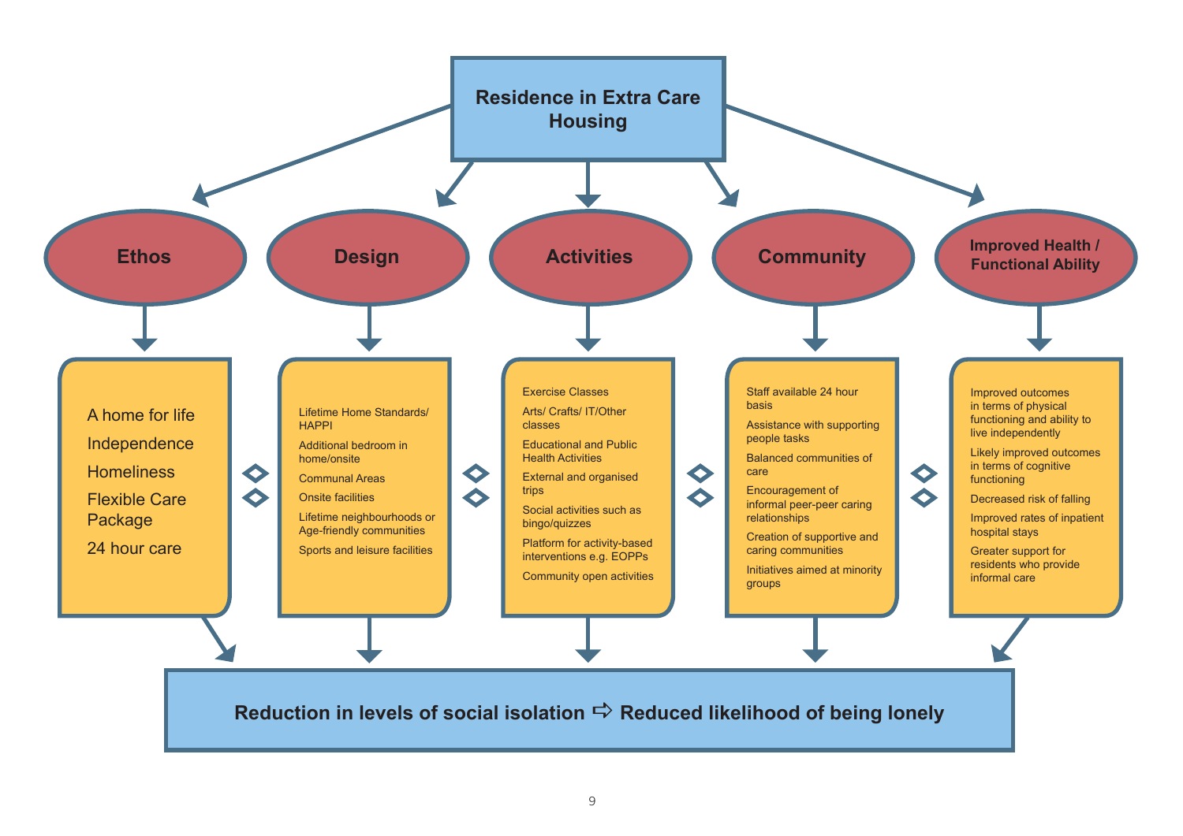**Residence in Extra Care Housing**

**Ethos**

- A home for life
- Independence
- Homeliness
- Flexible Care Package
- 24 hour care

**Design**

- Lifetime Home Standards/ HAPPI
- Additional bedroom in home/onsite
- Communal Areas
- Onsite facilities
- Lifetime neighbourhoods or Age-friendly communities
- Sports and leisure facilities

**Activities**

- Exercise Classes
- Arts/ Crafts/ IT/Other classes
- Educational and Public Health Activities
- External and organised trips
- Social activities such as bingo/quizzes
- Platform for activity-based interventions e.g. EOPPs
- Community open activities

**Community**

- Staff available 24 hour basis
- Assistance with supporting people tasks
- Balanced communities of care
- Encouragement of informal peer-peer caring relationships
- Creation of supportive and caring communities
- Initiatives aimed at minority groups

**Improved Health / Functional Ability**

- Improved outcomes in terms of physical functioning and ability to live independently
- Likely improved outcomes in terms of cognitive functioning
- Decreased risk of falling
- Improved rates of inpatient hospital stays
- Greater support for residents who provide informal care

**Reduction in levels of social isolation ⇨ Reduced likelihood of being lonely**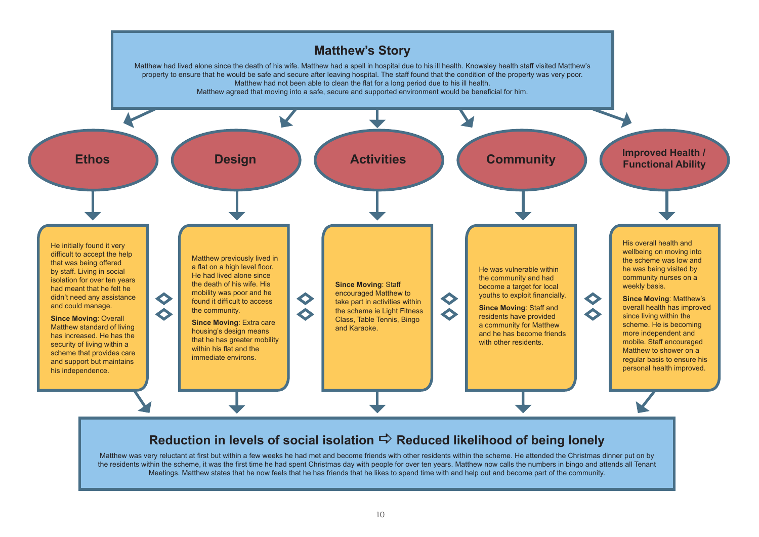## Matthew's Story

Matthew had lived alone since the death of his wife. Matthew had a spell in hospital due to his ill health. Knowsley health staff visited Matthew's property to ensure that he would be safe and secure after leaving hospital. The staff found that the condition of the property was very poor. Matthew had not been able to clean the flat for a long period due to his ill health. Matthew agreed that moving into a safe, secure and supported environment would be beneficial for him.

### Ethos

He initially found it very difficult to accept the help that was being offered by staff. Living in social isolation for over ten years had meant that he felt he didn't need any assistance and could manage.

**Since Moving**: Overall Matthew standard of living has increased. He has the security of living within a scheme that provides care and support but maintains his independence.

### Design

Matthew previously lived in a flat on a high level floor. He had lived alone since the death of his wife. His mobility was poor and he found it difficult to access the community.

**Since Moving**: Extra care housing's design means that he has greater mobility within his flat and the immediate environs.

### Activities

**Since Moving**: Staff encouraged Matthew to take part in activities within the scheme ie Light Fitness Class, Table Tennis, Bingo and Karaoke.

### Community

He was vulnerable within the community and had become a target for local youths to exploit financially.

**Since Moving**: Staff and residents have provided a community for Matthew and he has become friends with other residents.

### Improved Health / Functional Ability

His overall health and wellbeing on moving into the scheme was low and he was being visited by community nurses on a weekly basis.

**Since Moving**: Matthew's overall health has improved since living within the scheme. He is becoming more independent and mobile. Staff encouraged Matthew to shower on a regular basis to ensure his personal health improved.

## Reduction in levels of social isolation ⇨ Reduced likelihood of being lonely

Matthew was very reluctant at first but within a few weeks he had met and become friends with other residents within the scheme. He attended the Christmas dinner put on by the residents within the scheme, it was the first time he had spent Christmas day with people for over ten years. Matthew now calls the numbers in bingo and attends all Tenant Meetings. Matthew states that he now feels that he has friends that he likes to spend time with and help out and become part of the community.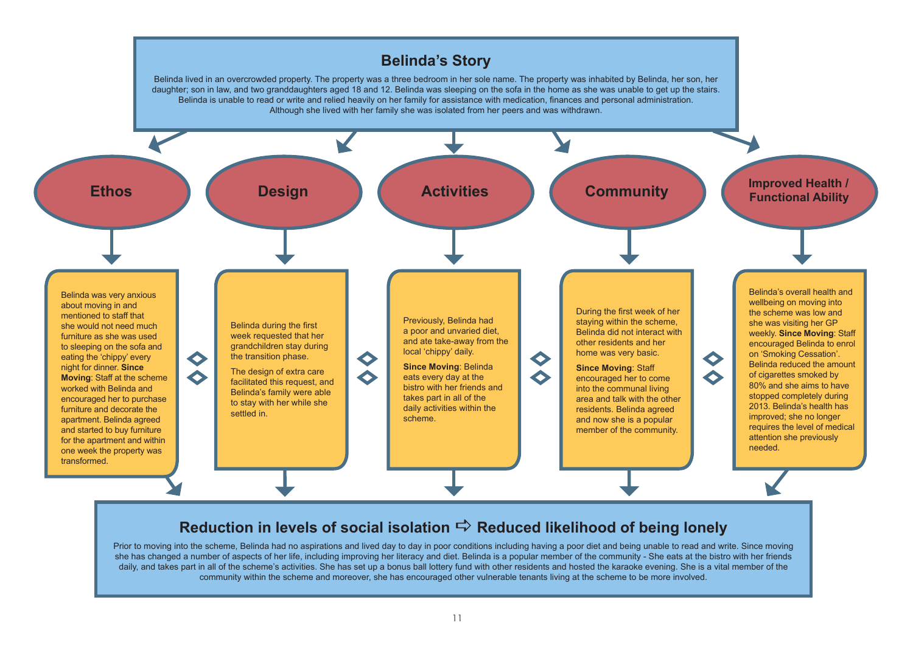## Belinda's Story

Belinda lived in an overcrowded property. The property was a three bedroom in her sole name. The property was inhabited by Belinda, her son, her daughter; son in law, and two granddaughters aged 18 and 12. Belinda was sleeping on the sofa in the home as she was unable to get up the stairs. Belinda is unable to read or write and relied heavily on her family for assistance with medication, finances and personal administration. Although she lived with her family she was isolated from her peers and was withdrawn.

### Ethos

Belinda was very anxious about moving in and mentioned to staff that she would not need much furniture as she was used to sleeping on the sofa and eating the 'chippy' every night for dinner. **Since Moving**: Staff at the scheme worked with Belinda and encouraged her to purchase furniture and decorate the apartment. Belinda agreed and started to buy furniture for the apartment and within one week the property was transformed.

### Design

Belinda during the first week requested that her grandchildren stay during the transition phase.

The design of extra care facilitated this request, and Belinda's family were able to stay with her while she settled in.

### Activities

Previously, Belinda had a poor and unvaried diet, and ate take-away from the local 'chippy' daily.

**Since Moving**: Belinda eats every day at the bistro with her friends and takes part in all of the daily activities within the scheme.

### Community

During the first week of her staying within the scheme, Belinda did not interact with other residents and her home was very basic.

**Since Moving**: Staff encouraged her to come into the communal living area and talk with the other residents. Belinda agreed and now she is a popular member of the community.

### Improved Health / Functional Ability

Belinda's overall health and wellbeing on moving into the scheme was low and she was visiting her GP weekly. **Since Moving**: Staff encouraged Belinda to enrol on 'Smoking Cessation'. Belinda reduced the amount of cigarettes smoked by 80% and she aims to have stopped completely during 2013. Belinda's health has improved; she no longer requires the level of medical attention she previously needed.

## Reduction in levels of social isolation ⇨ Reduced likelihood of being lonely

Prior to moving into the scheme, Belinda had no aspirations and lived day to day in poor conditions including having a poor diet and being unable to read and write. Since moving she has changed a number of aspects of her life, including improving her literacy and diet. Belinda is a popular member of the community - She eats at the bistro with her friends daily, and takes part in all of the scheme's activities. She has set up a bonus ball lottery fund with other residents and hosted the karaoke evening. She is a vital member of the community within the scheme and moreover, she has encouraged other vulnerable tenants living at the scheme to be more involved.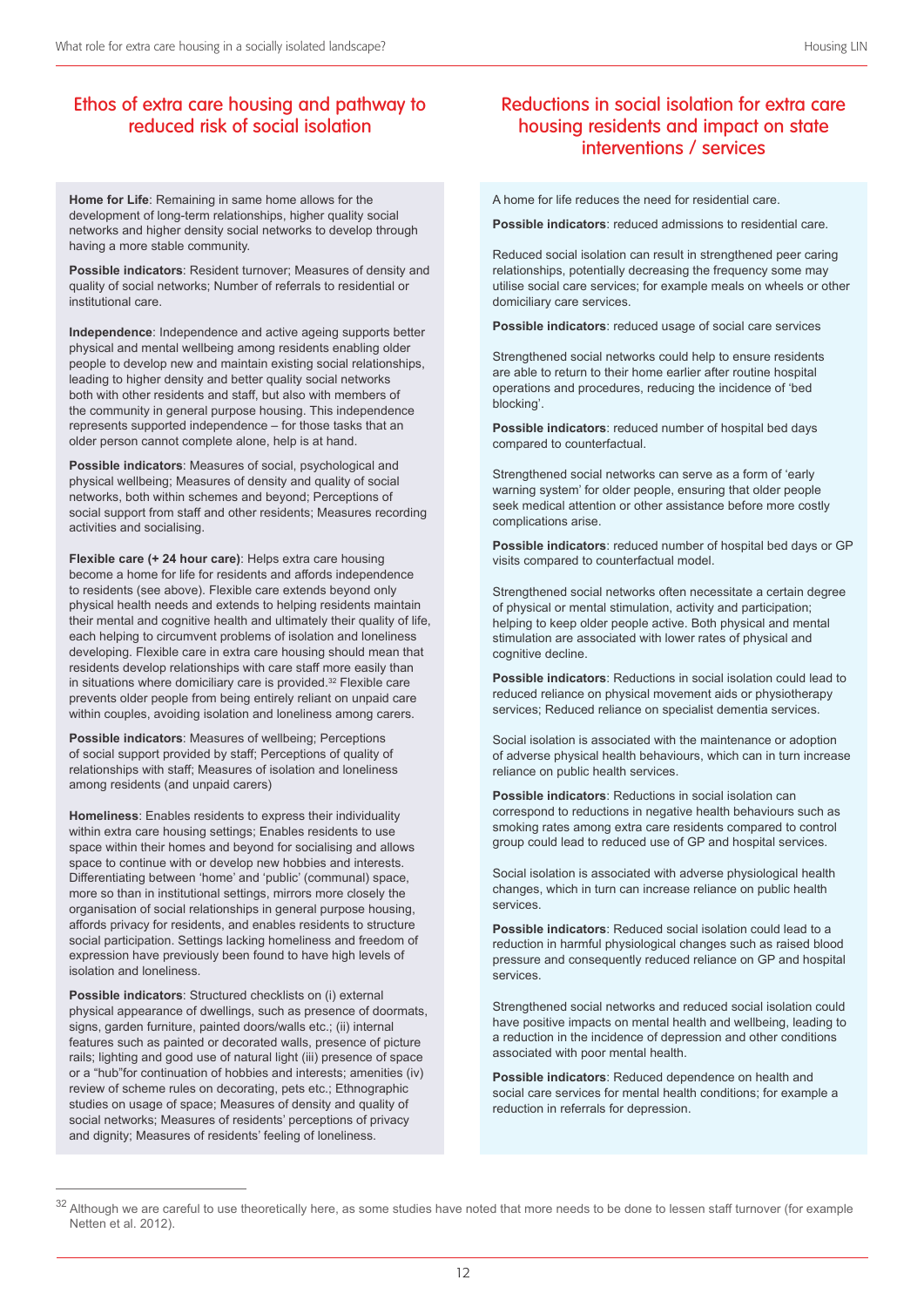## Ethos of extra care housing and pathway to reduced risk of social isolation

**Home for Life**: Remaining in same home allows for the development of long-term relationships, higher quality social networks and higher density social networks to develop through having a more stable community.

**Possible indicators**: Resident turnover; Measures of density and quality of social networks; Number of referrals to residential or institutional care.

**Independence**: Independence and active ageing supports better physical and mental wellbeing among residents enabling older people to develop new and maintain existing social relationships, leading to higher density and better quality social networks both with other residents and staff, but also with members of the community in general purpose housing. This independence represents supported independence – for those tasks that an older person cannot complete alone, help is at hand.

**Possible indicators**: Measures of social, psychological and physical wellbeing; Measures of density and quality of social networks, both within schemes and beyond; Perceptions of social support from staff and other residents; Measures recording activities and socialising.

**Flexible care (+ 24 hour care)**: Helps extra care housing become a home for life for residents and affords independence to residents (see above). Flexible care extends beyond only physical health needs and extends to helping residents maintain their mental and cognitive health and ultimately their quality of life, each helping to circumvent problems of isolation and loneliness developing. Flexible care in extra care housing should mean that residents develop relationships with care staff more easily than in situations where domiciliary care is provided.[32] Flexible care prevents older people from being entirely reliant on unpaid care within couples, avoiding isolation and loneliness among carers.

**Possible indicators**: Measures of wellbeing; Perceptions of social support provided by staff; Perceptions of quality of relationships with staff; Measures of isolation and loneliness among residents (and unpaid carers)

**Homeliness**: Enables residents to express their individuality within extra care housing settings; Enables residents to use space within their homes and beyond for socialising and allows space to continue with or develop new hobbies and interests. Differentiating between 'home' and 'public' (communal) space, more so than in institutional settings, mirrors more closely the organisation of social relationships in general purpose housing, affords privacy for residents, and enables residents to structure social participation. Settings lacking homeliness and freedom of expression have previously been found to have high levels of isolation and loneliness.

**Possible indicators**: Structured checklists on (i) external physical appearance of dwellings, such as presence of doormats, signs, garden furniture, painted doors/walls etc.; (ii) internal features such as painted or decorated walls, presence of picture rails; lighting and good use of natural light (iii) presence of space or a "hub"for continuation of hobbies and interests; amenities (iv) review of scheme rules on decorating, pets etc.; Ethnographic studies on usage of space; Measures of density and quality of social networks; Measures of residents' perceptions of privacy and dignity; Measures of residents' feeling of loneliness.

## Reductions in social isolation for extra care housing residents and impact on state interventions / services

A home for life reduces the need for residential care.

**Possible indicators**: reduced admissions to residential care.

Reduced social isolation can result in strengthened peer caring relationships, potentially decreasing the frequency some may utilise social care services; for example meals on wheels or other domiciliary care services.

**Possible indicators**: reduced usage of social care services

Strengthened social networks could help to ensure residents are able to return to their home earlier after routine hospital operations and procedures, reducing the incidence of 'bed blocking'.

**Possible indicators**: reduced number of hospital bed days compared to counterfactual.

Strengthened social networks can serve as a form of 'early warning system' for older people, ensuring that older people seek medical attention or other assistance before more costly complications arise.

**Possible indicators**: reduced number of hospital bed days or GP visits compared to counterfactual model.

Strengthened social networks often necessitate a certain degree of physical or mental stimulation, activity and participation; helping to keep older people active. Both physical and mental stimulation are associated with lower rates of physical and cognitive decline.

**Possible indicators**: Reductions in social isolation could lead to reduced reliance on physical movement aids or physiotherapy services; Reduced reliance on specialist dementia services.

Social isolation is associated with the maintenance or adoption of adverse physical health behaviours, which can in turn increase reliance on public health services.

**Possible indicators**: Reductions in social isolation can correspond to reductions in negative health behaviours such as smoking rates among extra care residents compared to control group could lead to reduced use of GP and hospital services.

Social isolation is associated with adverse physiological health changes, which in turn can increase reliance on public health services.

**Possible indicators**: Reduced social isolation could lead to a reduction in harmful physiological changes such as raised blood pressure and consequently reduced reliance on GP and hospital services.

Strengthened social networks and reduced social isolation could have positive impacts on mental health and wellbeing, leading to a reduction in the incidence of depression and other conditions associated with poor mental health.

**Possible indicators**: Reduced dependence on health and social care services for mental health conditions; for example a reduction in referrals for depression.

---

[32] Although we are careful to use theoretically here, as some studies have noted that more needs to be done to lessen staff turnover (for example Netten et al. 2012).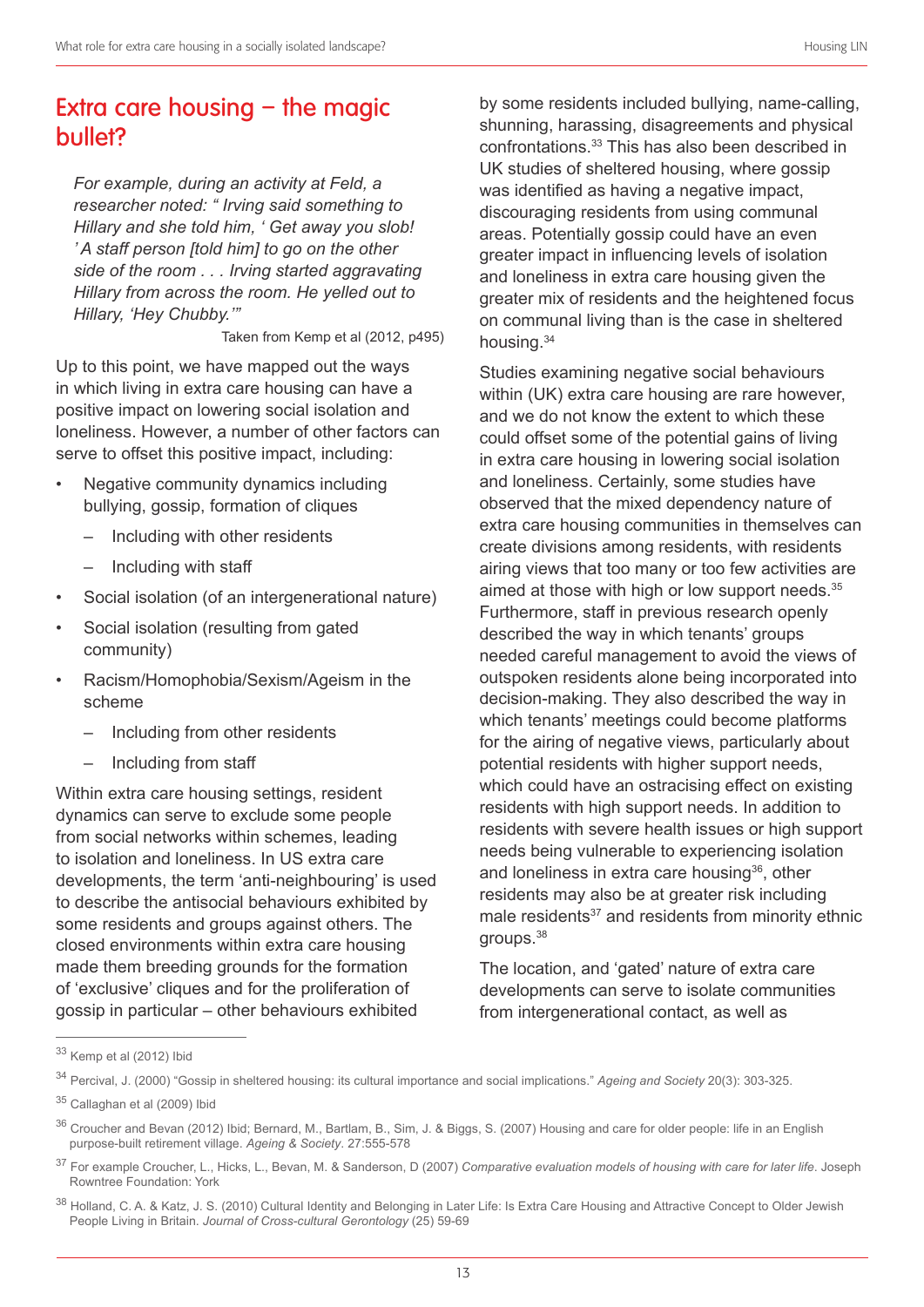## Extra care housing – the magic bullet?

> *For example, during an activity at Feld, a researcher noted: " Irving said something to Hillary and she told him, ' Get away you slob! ' A staff person [told him] to go on the other side of the room . . . Irving started aggravating Hillary from across the room. He yelled out to Hillary, 'Hey Chubby.'"*
>
> Taken from Kemp et al (2012, p495)

Up to this point, we have mapped out the ways in which living in extra care housing can have a positive impact on lowering social isolation and loneliness. However, a number of other factors can serve to offset this positive impact, including:

- Negative community dynamics including bullying, gossip, formation of cliques
  - Including with other residents
  - Including with staff
- Social isolation (of an intergenerational nature)
- Social isolation (resulting from gated community)
- Racism/Homophobia/Sexism/Ageism in the scheme
  - Including from other residents
  - Including from staff

Within extra care housing settings, resident dynamics can serve to exclude some people from social networks within schemes, leading to isolation and loneliness. In US extra care developments, the term 'anti-neighbouring' is used to describe the antisocial behaviours exhibited by some residents and groups against others. The closed environments within extra care housing made them breeding grounds for the formation of 'exclusive' cliques and for the proliferation of gossip in particular – other behaviours exhibited by some residents included bullying, name-calling, shunning, harassing, disagreements and physical confrontations.[33] This has also been described in UK studies of sheltered housing, where gossip was identified as having a negative impact, discouraging residents from using communal areas. Potentially gossip could have an even greater impact in influencing levels of isolation and loneliness in extra care housing given the greater mix of residents and the heightened focus on communal living than is the case in sheltered housing.[34]

Studies examining negative social behaviours within (UK) extra care housing are rare however, and we do not know the extent to which these could offset some of the potential gains of living in extra care housing in lowering social isolation and loneliness. Certainly, some studies have observed that the mixed dependency nature of extra care housing communities in themselves can create divisions among residents, with residents airing views that too many or too few activities are aimed at those with high or low support needs.[35] Furthermore, staff in previous research openly described the way in which tenants' groups needed careful management to avoid the views of outspoken residents alone being incorporated into decision-making. They also described the way in which tenants' meetings could become platforms for the airing of negative views, particularly about potential residents with higher support needs, which could have an ostracising effect on existing residents with high support needs. In addition to residents with severe health issues or high support needs being vulnerable to experiencing isolation and loneliness in extra care housing[36], other residents may also be at greater risk including male residents[37] and residents from minority ethnic groups.[38]

The location, and 'gated' nature of extra care developments can serve to isolate communities from intergenerational contact, as well as

---

[33] Kemp et al (2012) Ibid

[34] Percival, J. (2000) "Gossip in sheltered housing: its cultural importance and social implications." *Ageing and Society* 20(3): 303-325.

[35] Callaghan et al (2009) Ibid

[36] Croucher and Bevan (2012) Ibid; Bernard, M., Bartlam, B., Sim, J. & Biggs, S. (2007) Housing and care for older people: life in an English purpose-built retirement village. *Ageing & Society*. 27:555-578

[37] For example Croucher, L., Hicks, L., Bevan, M. & Sanderson, D (2007) *Comparative evaluation models of housing with care for later life*. Joseph Rowntree Foundation: York

[38] Holland, C. A. & Katz, J. S. (2010) Cultural Identity and Belonging in Later Life: Is Extra Care Housing and Attractive Concept to Older Jewish People Living in Britain. *Journal of Cross-cultural Gerontology* (25) 59-69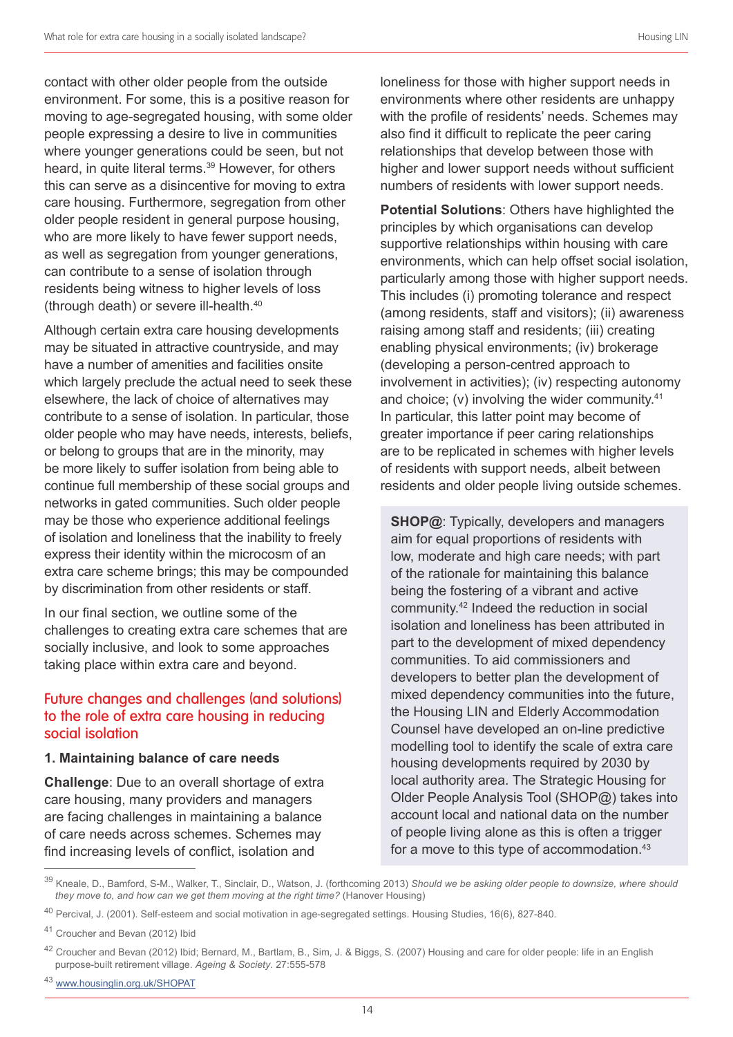contact with other older people from the outside environment. For some, this is a positive reason for moving to age-segregated housing, with some older people expressing a desire to live in communities where younger generations could be seen, but not heard, in quite literal terms.[39] However, for others this can serve as a disincentive for moving to extra care housing. Furthermore, segregation from other older people resident in general purpose housing, who are more likely to have fewer support needs, as well as segregation from younger generations, can contribute to a sense of isolation through residents being witness to higher levels of loss (through death) or severe ill-health.[40]

Although certain extra care housing developments may be situated in attractive countryside, and may have a number of amenities and facilities onsite which largely preclude the actual need to seek these elsewhere, the lack of choice of alternatives may contribute to a sense of isolation. In particular, those older people who may have needs, interests, beliefs, or belong to groups that are in the minority, may be more likely to suffer isolation from being able to continue full membership of these social groups and networks in gated communities. Such older people may be those who experience additional feelings of isolation and loneliness that the inability to freely express their identity within the microcosm of an extra care scheme brings; this may be compounded by discrimination from other residents or staff.

In our final section, we outline some of the challenges to creating extra care schemes that are socially inclusive, and look to some approaches taking place within extra care and beyond.

## Future changes and challenges (and solutions) to the role of extra care housing in reducing social isolation

### 1. Maintaining balance of care needs

**Challenge**: Due to an overall shortage of extra care housing, many providers and managers are facing challenges in maintaining a balance of care needs across schemes. Schemes may find increasing levels of conflict, isolation and loneliness for those with higher support needs in environments where other residents are unhappy with the profile of residents' needs. Schemes may also find it difficult to replicate the peer caring relationships that develop between those with higher and lower support needs without sufficient numbers of residents with lower support needs.

**Potential Solutions**: Others have highlighted the principles by which organisations can develop supportive relationships within housing with care environments, which can help offset social isolation, particularly among those with higher support needs. This includes (i) promoting tolerance and respect (among residents, staff and visitors); (ii) awareness raising among staff and residents; (iii) creating enabling physical environments; (iv) brokerage (developing a person-centred approach to involvement in activities); (iv) respecting autonomy and choice; (v) involving the wider community.[41] In particular, this latter point may become of greater importance if peer caring relationships are to be replicated in schemes with higher levels of residents with support needs, albeit between residents and older people living outside schemes.

**SHOP@**: Typically, developers and managers aim for equal proportions of residents with low, moderate and high care needs; with part of the rationale for maintaining this balance being the fostering of a vibrant and active community.[42] Indeed the reduction in social isolation and loneliness has been attributed in part to the development of mixed dependency communities. To aid commissioners and developers to better plan the development of mixed dependency communities into the future, the Housing LIN and Elderly Accommodation Counsel have developed an on-line predictive modelling tool to identify the scale of extra care housing developments required by 2030 by local authority area. The Strategic Housing for Older People Analysis Tool (SHOP@) takes into account local and national data on the number of people living alone as this is often a trigger for a move to this type of accommodation.[43]

---

[39] Kneale, D., Bamford, S-M., Walker, T., Sinclair, D., Watson, J. (forthcoming 2013) *Should we be asking older people to downsize, where should they move to, and how can we get them moving at the right time?* (Hanover Housing)

[40] Percival, J. (2001). Self-esteem and social motivation in age-segregated settings. Housing Studies, 16(6), 827-840.

[41] Croucher and Bevan (2012) Ibid

[42] Croucher and Bevan (2012) Ibid; Bernard, M., Bartlam, B., Sim, J. & Biggs, S. (2007) Housing and care for older people: life in an English purpose-built retirement village. *Ageing & Society*. 27:555-578

[43] www.housinglin.org.uk/SHOPAT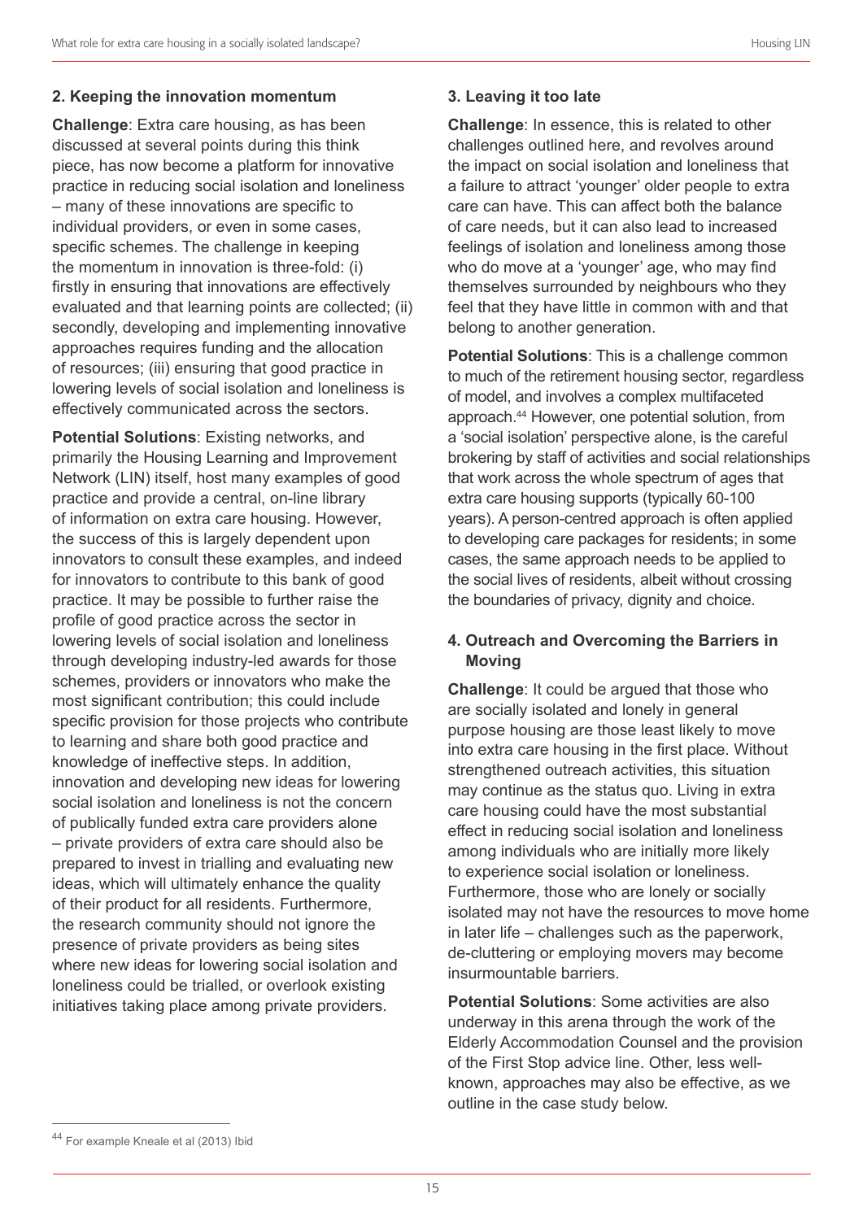### 2. Keeping the innovation momentum

**Challenge**: Extra care housing, as has been discussed at several points during this think piece, has now become a platform for innovative practice in reducing social isolation and loneliness – many of these innovations are specific to individual providers, or even in some cases, specific schemes. The challenge in keeping the momentum in innovation is three-fold: (i) firstly in ensuring that innovations are effectively evaluated and that learning points are collected; (ii) secondly, developing and implementing innovative approaches requires funding and the allocation of resources; (iii) ensuring that good practice in lowering levels of social isolation and loneliness is effectively communicated across the sectors.

**Potential Solutions**: Existing networks, and primarily the Housing Learning and Improvement Network (LIN) itself, host many examples of good practice and provide a central, on-line library of information on extra care housing. However, the success of this is largely dependent upon innovators to consult these examples, and indeed for innovators to contribute to this bank of good practice. It may be possible to further raise the profile of good practice across the sector in lowering levels of social isolation and loneliness through developing industry-led awards for those schemes, providers or innovators who make the most significant contribution; this could include specific provision for those projects who contribute to learning and share both good practice and knowledge of ineffective steps. In addition, innovation and developing new ideas for lowering social isolation and loneliness is not the concern of publically funded extra care providers alone – private providers of extra care should also be prepared to invest in trialling and evaluating new ideas, which will ultimately enhance the quality of their product for all residents. Furthermore, the research community should not ignore the presence of private providers as being sites where new ideas for lowering social isolation and loneliness could be trialled, or overlook existing initiatives taking place among private providers.

### 3. Leaving it too late

**Challenge**: In essence, this is related to other challenges outlined here, and revolves around the impact on social isolation and loneliness that a failure to attract 'younger' older people to extra care can have. This can affect both the balance of care needs, but it can also lead to increased feelings of isolation and loneliness among those who do move at a 'younger' age, who may find themselves surrounded by neighbours who they feel that they have little in common with and that belong to another generation.

**Potential Solutions**: This is a challenge common to much of the retirement housing sector, regardless of model, and involves a complex multifaceted approach.[44] However, one potential solution, from a 'social isolation' perspective alone, is the careful brokering by staff of activities and social relationships that work across the whole spectrum of ages that extra care housing supports (typically 60-100 years). A person-centred approach is often applied to developing care packages for residents; in some cases, the same approach needs to be applied to the social lives of residents, albeit without crossing the boundaries of privacy, dignity and choice.

### 4. Outreach and Overcoming the Barriers in Moving

**Challenge**: It could be argued that those who are socially isolated and lonely in general purpose housing are those least likely to move into extra care housing in the first place. Without strengthened outreach activities, this situation may continue as the status quo. Living in extra care housing could have the most substantial effect in reducing social isolation and loneliness among individuals who are initially more likely to experience social isolation or loneliness. Furthermore, those who are lonely or socially isolated may not have the resources to move home in later life – challenges such as the paperwork, de-cluttering or employing movers may become insurmountable barriers.

**Potential Solutions**: Some activities are also underway in this arena through the work of the Elderly Accommodation Counsel and the provision of the First Stop advice line. Other, less well-known, approaches may also be effective, as we outline in the case study below.

[44] For example Kneale et al (2013) Ibid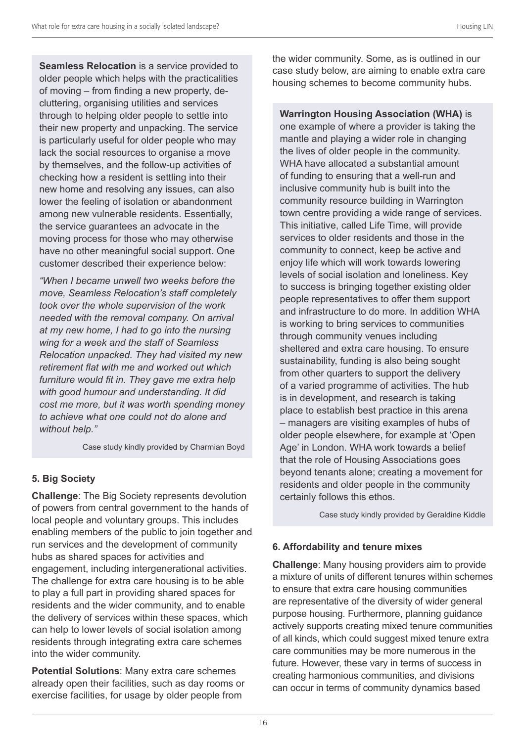**Seamless Relocation** is a service provided to older people which helps with the practicalities of moving – from finding a new property, de-cluttering, organising utilities and services through to helping older people to settle into their new property and unpacking. The service is particularly useful for older people who may lack the social resources to organise a move by themselves, and the follow-up activities of checking how a resident is settling into their new home and resolving any issues, can also lower the feeling of isolation or abandonment among new vulnerable residents. Essentially, the service guarantees an advocate in the moving process for those who may otherwise have no other meaningful social support. One customer described their experience below:

*"When I became unwell two weeks before the move, Seamless Relocation's staff completely took over the whole supervision of the work needed with the removal company. On arrival at my new home, I had to go into the nursing wing for a week and the staff of Seamless Relocation unpacked. They had visited my new retirement flat with me and worked out which furniture would fit in. They gave me extra help with good humour and understanding. It did cost me more, but it was worth spending money to achieve what one could not do alone and without help."*

Case study kindly provided by Charmian Boyd

#### 5. Big Society

**Challenge**: The Big Society represents devolution of powers from central government to the hands of local people and voluntary groups. This includes enabling members of the public to join together and run services and the development of community hubs as shared spaces for activities and engagement, including intergenerational activities. The challenge for extra care housing is to be able to play a full part in providing shared spaces for residents and the wider community, and to enable the delivery of services within these spaces, which can help to lower levels of social isolation among residents through integrating extra care schemes into the wider community.

**Potential Solutions**: Many extra care schemes already open their facilities, such as day rooms or exercise facilities, for usage by older people from the wider community. Some, as is outlined in our case study below, are aiming to enable extra care housing schemes to become community hubs.

**Warrington Housing Association (WHA)** is one example of where a provider is taking the mantle and playing a wider role in changing the lives of older people in the community. WHA have allocated a substantial amount of funding to ensuring that a well-run and inclusive community hub is built into the community resource building in Warrington town centre providing a wide range of services. This initiative, called Life Time, will provide services to older residents and those in the community to connect, keep be active and enjoy life which will work towards lowering levels of social isolation and loneliness. Key to success is bringing together existing older people representatives to offer them support and infrastructure to do more. In addition WHA is working to bring services to communities through community venues including sheltered and extra care housing. To ensure sustainability, funding is also being sought from other quarters to support the delivery of a varied programme of activities. The hub is in development, and research is taking place to establish best practice in this arena – managers are visiting examples of hubs of older people elsewhere, for example at 'Open Age' in London. WHA work towards a belief that the role of Housing Associations goes beyond tenants alone; creating a movement for residents and older people in the community certainly follows this ethos.

Case study kindly provided by Geraldine Kiddle

#### 6. Affordability and tenure mixes

**Challenge**: Many housing providers aim to provide a mixture of units of different tenures within schemes to ensure that extra care housing communities are representative of the diversity of wider general purpose housing. Furthermore, planning guidance actively supports creating mixed tenure communities of all kinds, which could suggest mixed tenure extra care communities may be more numerous in the future. However, these vary in terms of success in creating harmonious communities, and divisions can occur in terms of community dynamics based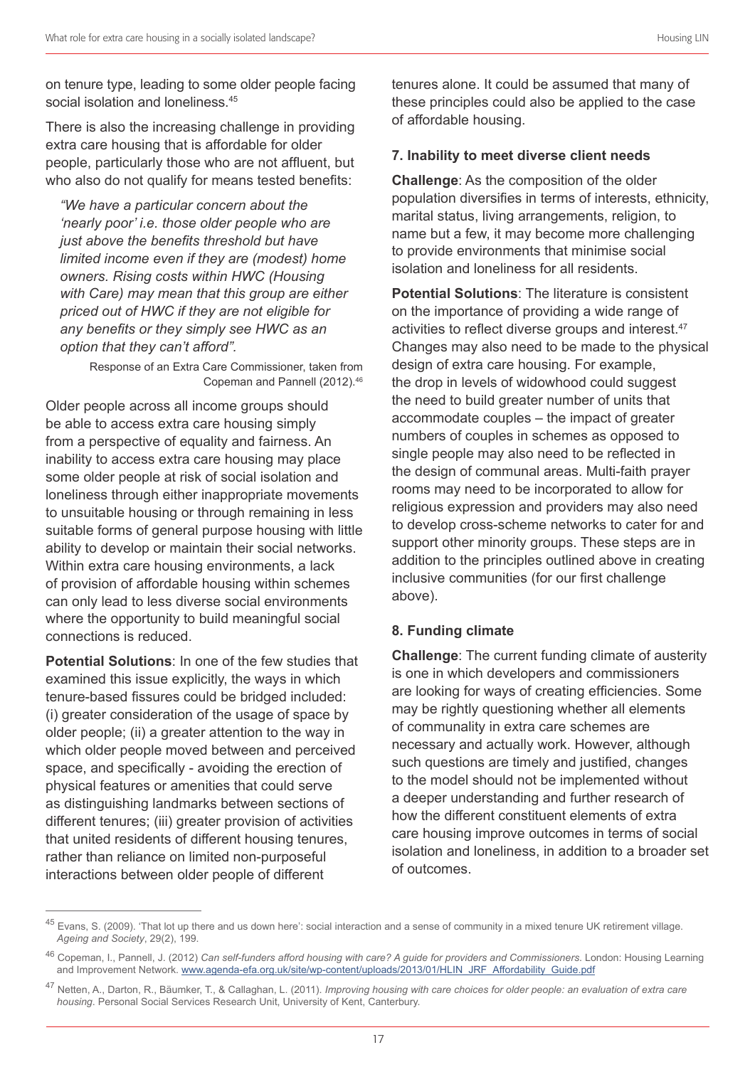on tenure type, leading to some older people facing social isolation and loneliness.[45]

There is also the increasing challenge in providing extra care housing that is affordable for older people, particularly those who are not affluent, but who also do not qualify for means tested benefits:

> *"We have a particular concern about the 'nearly poor' i.e. those older people who are just above the benefits threshold but have limited income even if they are (modest) home owners. Rising costs within HWC (Housing with Care) may mean that this group are either priced out of HWC if they are not eligible for any benefits or they simply see HWC as an option that they can't afford".*
>
> Response of an Extra Care Commissioner, taken from Copeman and Pannell (2012).[46]

Older people across all income groups should be able to access extra care housing simply from a perspective of equality and fairness. An inability to access extra care housing may place some older people at risk of social isolation and loneliness through either inappropriate movements to unsuitable housing or through remaining in less suitable forms of general purpose housing with little ability to develop or maintain their social networks. Within extra care housing environments, a lack of provision of affordable housing within schemes can only lead to less diverse social environments where the opportunity to build meaningful social connections is reduced.

**Potential Solutions**: In one of the few studies that examined this issue explicitly, the ways in which tenure-based fissures could be bridged included: (i) greater consideration of the usage of space by older people; (ii) a greater attention to the way in which older people moved between and perceived space, and specifically - avoiding the erection of physical features or amenities that could serve as distinguishing landmarks between sections of different tenures; (iii) greater provision of activities that united residents of different housing tenures, rather than reliance on limited non-purposeful interactions between older people of different tenures alone. It could be assumed that many of these principles could also be applied to the case of affordable housing.

#### 7. Inability to meet diverse client needs

**Challenge**: As the composition of the older population diversifies in terms of interests, ethnicity, marital status, living arrangements, religion, to name but a few, it may become more challenging to provide environments that minimise social isolation and loneliness for all residents.

**Potential Solutions**: The literature is consistent on the importance of providing a wide range of activities to reflect diverse groups and interest.[47] Changes may also need to be made to the physical design of extra care housing. For example, the drop in levels of widowhood could suggest the need to build greater number of units that accommodate couples – the impact of greater numbers of couples in schemes as opposed to single people may also need to be reflected in the design of communal areas. Multi-faith prayer rooms may need to be incorporated to allow for religious expression and providers may also need to develop cross-scheme networks to cater for and support other minority groups. These steps are in addition to the principles outlined above in creating inclusive communities (for our first challenge above).

#### 8. Funding climate

**Challenge**: The current funding climate of austerity is one in which developers and commissioners are looking for ways of creating efficiencies. Some may be rightly questioning whether all elements of communality in extra care schemes are necessary and actually work. However, although such questions are timely and justified, changes to the model should not be implemented without a deeper understanding and further research of how the different constituent elements of extra care housing improve outcomes in terms of social isolation and loneliness, in addition to a broader set of outcomes.

---

[45] Evans, S. (2009). 'That lot up there and us down here': social interaction and a sense of community in a mixed tenure UK retirement village. *Ageing and Society*, 29(2), 199.

[46] Copeman, I., Pannell, J. (2012) *Can self-funders afford housing with care? A guide for providers and Commissioners*. London: Housing Learning and Improvement Network. www.agenda-efa.org.uk/site/wp-content/uploads/2013/01/HLIN_JRF_Affordability_Guide.pdf

[47] Netten, A., Darton, R., Bäumker, T., & Callaghan, L. (2011). *Improving housing with care choices for older people: an evaluation of extra care housing*. Personal Social Services Research Unit, University of Kent, Canterbury.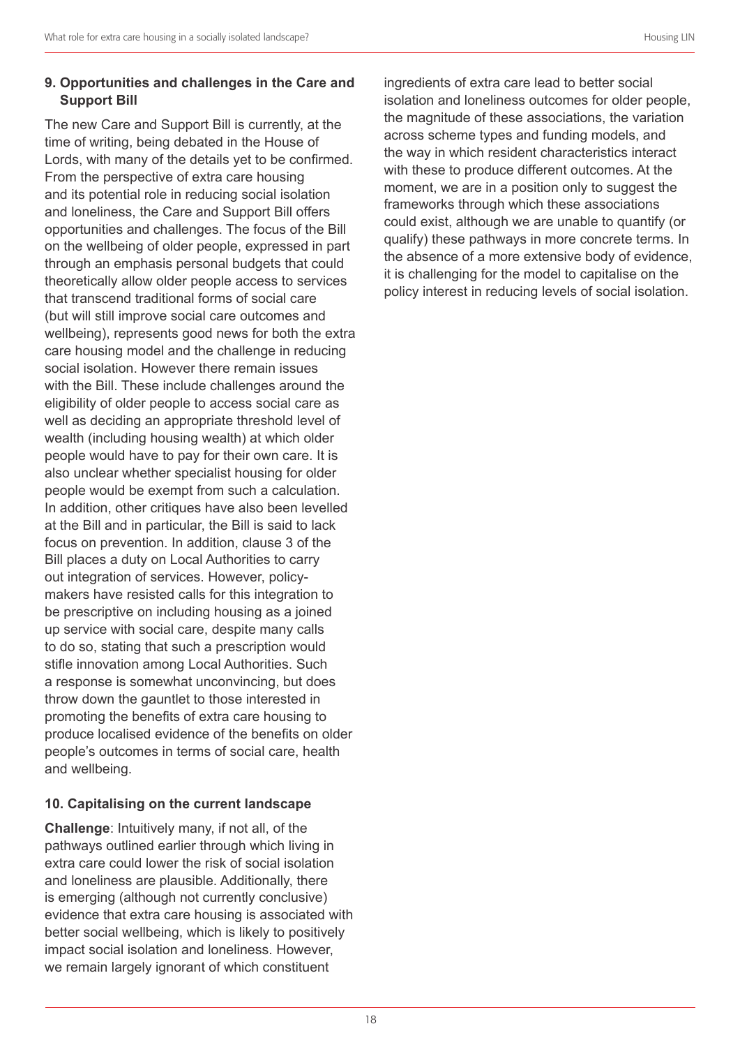### 9. Opportunities and challenges in the Care and Support Bill

The new Care and Support Bill is currently, at the time of writing, being debated in the House of Lords, with many of the details yet to be confirmed. From the perspective of extra care housing and its potential role in reducing social isolation and loneliness, the Care and Support Bill offers opportunities and challenges. The focus of the Bill on the wellbeing of older people, expressed in part through an emphasis personal budgets that could theoretically allow older people access to services that transcend traditional forms of social care (but will still improve social care outcomes and wellbeing), represents good news for both the extra care housing model and the challenge in reducing social isolation. However there remain issues with the Bill. These include challenges around the eligibility of older people to access social care as well as deciding an appropriate threshold level of wealth (including housing wealth) at which older people would have to pay for their own care. It is also unclear whether specialist housing for older people would be exempt from such a calculation. In addition, other critiques have also been levelled at the Bill and in particular, the Bill is said to lack focus on prevention. In addition, clause 3 of the Bill places a duty on Local Authorities to carry out integration of services. However, policy-makers have resisted calls for this integration to be prescriptive on including housing as a joined up service with social care, despite many calls to do so, stating that such a prescription would stifle innovation among Local Authorities. Such a response is somewhat unconvincing, but does throw down the gauntlet to those interested in promoting the benefits of extra care housing to produce localised evidence of the benefits on older people's outcomes in terms of social care, health and wellbeing.

### 10. Capitalising on the current landscape

**Challenge**: Intuitively many, if not all, of the pathways outlined earlier through which living in extra care could lower the risk of social isolation and loneliness are plausible. Additionally, there is emerging (although not currently conclusive) evidence that extra care housing is associated with better social wellbeing, which is likely to positively impact social isolation and loneliness. However, we remain largely ignorant of which constituent ingredients of extra care lead to better social isolation and loneliness outcomes for older people, the magnitude of these associations, the variation across scheme types and funding models, and the way in which resident characteristics interact with these to produce different outcomes. At the moment, we are in a position only to suggest the frameworks through which these associations could exist, although we are unable to quantify (or qualify) these pathways in more concrete terms. In the absence of a more extensive body of evidence, it is challenging for the model to capitalise on the policy interest in reducing levels of social isolation.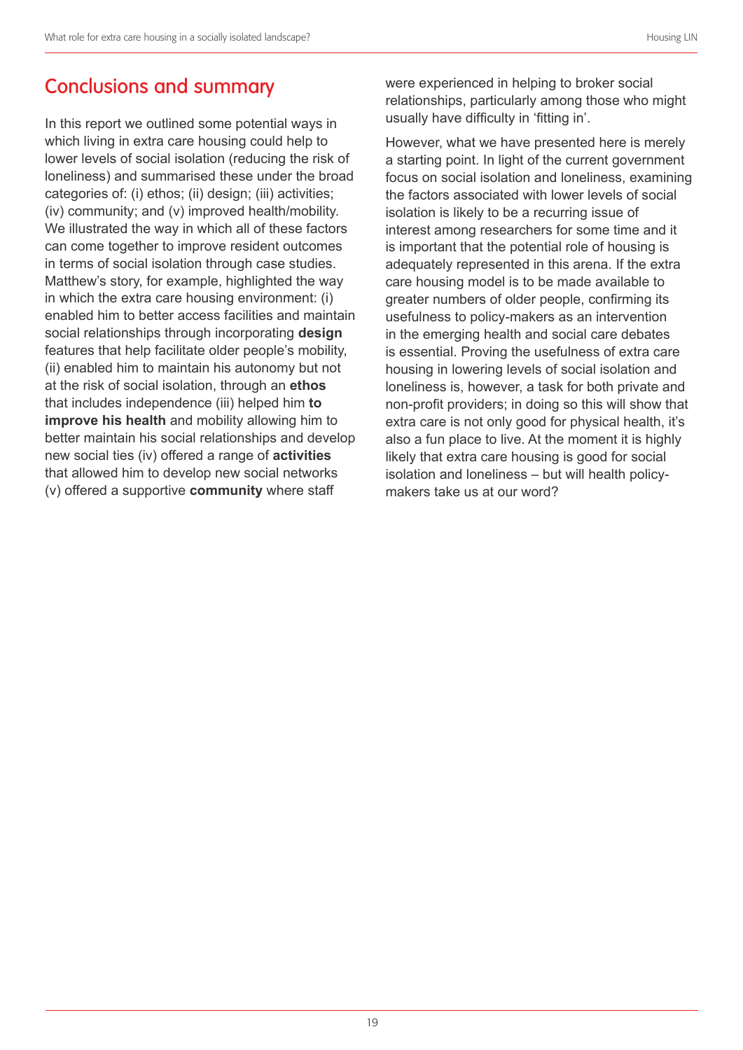## Conclusions and summary

In this report we outlined some potential ways in which living in extra care housing could help to lower levels of social isolation (reducing the risk of loneliness) and summarised these under the broad categories of: (i) ethos; (ii) design; (iii) activities; (iv) community; and (v) improved health/mobility. We illustrated the way in which all of these factors can come together to improve resident outcomes in terms of social isolation through case studies. Matthew's story, for example, highlighted the way in which the extra care housing environment: (i) enabled him to better access facilities and maintain social relationships through incorporating **design** features that help facilitate older people's mobility, (ii) enabled him to maintain his autonomy but not at the risk of social isolation, through an **ethos** that includes independence (iii) helped him **to improve his health** and mobility allowing him to better maintain his social relationships and develop new social ties (iv) offered a range of **activities** that allowed him to develop new social networks (v) offered a supportive **community** where staff were experienced in helping to broker social relationships, particularly among those who might usually have difficulty in 'fitting in'.

However, what we have presented here is merely a starting point. In light of the current government focus on social isolation and loneliness, examining the factors associated with lower levels of social isolation is likely to be a recurring issue of interest among researchers for some time and it is important that the potential role of housing is adequately represented in this arena. If the extra care housing model is to be made available to greater numbers of older people, confirming its usefulness to policy-makers as an intervention in the emerging health and social care debates is essential. Proving the usefulness of extra care housing in lowering levels of social isolation and loneliness is, however, a task for both private and non-profit providers; in doing so this will show that extra care is not only good for physical health, it's also a fun place to live. At the moment it is highly likely that extra care housing is good for social isolation and loneliness – but will health policy-makers take us at our word?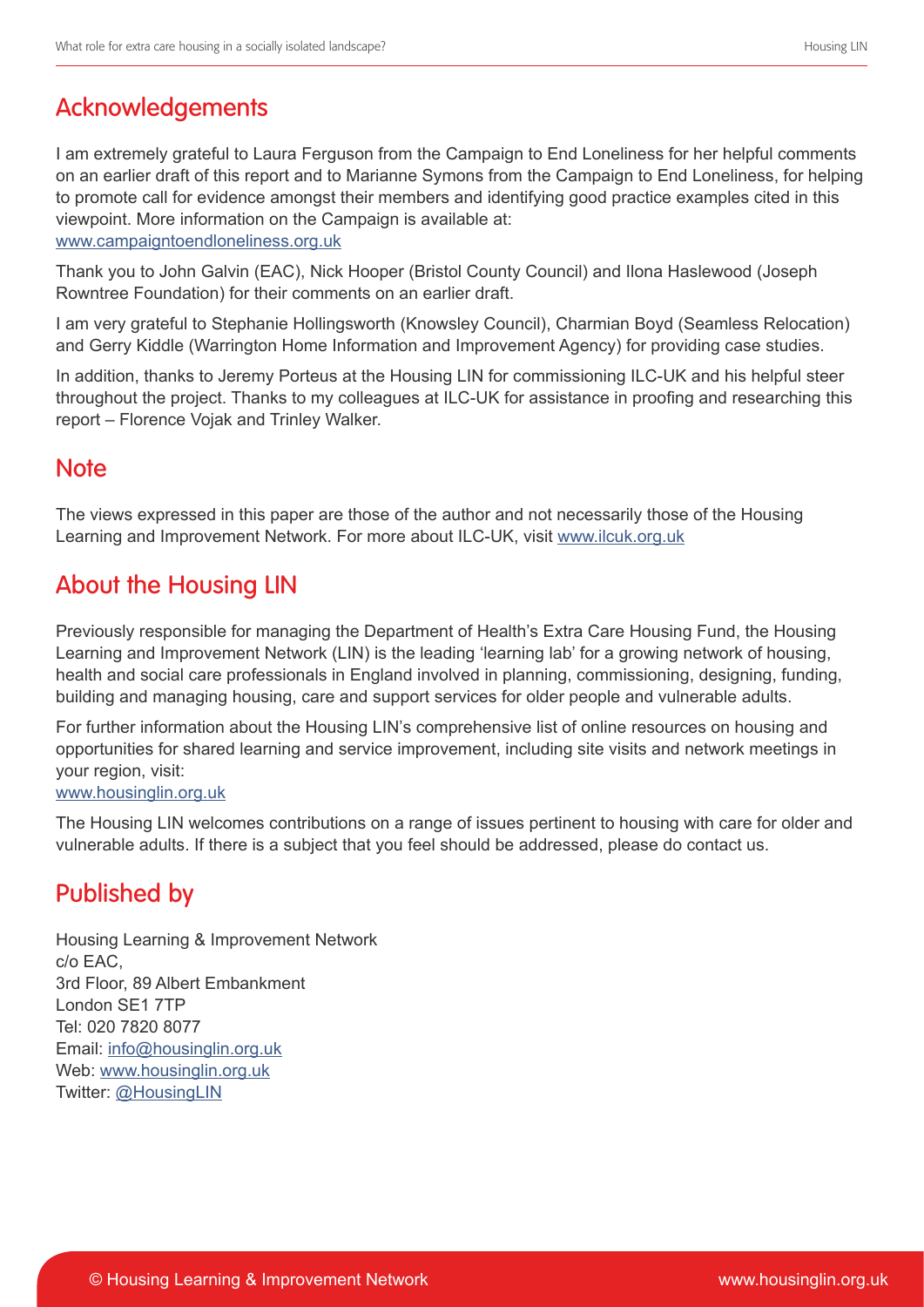## Acknowledgements

I am extremely grateful to Laura Ferguson from the Campaign to End Loneliness for her helpful comments on an earlier draft of this report and to Marianne Symons from the Campaign to End Loneliness, for helping to promote call for evidence amongst their members and identifying good practice examples cited in this viewpoint. More information on the Campaign is available at:
www.campaigntoendloneliness.org.uk

Thank you to John Galvin (EAC), Nick Hooper (Bristol County Council) and Ilona Haslewood (Joseph Rowntree Foundation) for their comments on an earlier draft.

I am very grateful to Stephanie Hollingsworth (Knowsley Council), Charmian Boyd (Seamless Relocation) and Gerry Kiddle (Warrington Home Information and Improvement Agency) for providing case studies.

In addition, thanks to Jeremy Porteus at the Housing LIN for commissioning ILC-UK and his helpful steer throughout the project. Thanks to my colleagues at ILC-UK for assistance in proofing and researching this report – Florence Vojak and Trinley Walker.

## Note

The views expressed in this paper are those of the author and not necessarily those of the Housing Learning and Improvement Network. For more about ILC-UK, visit www.ilcuk.org.uk

## About the Housing LIN

Previously responsible for managing the Department of Health's Extra Care Housing Fund, the Housing Learning and Improvement Network (LIN) is the leading 'learning lab' for a growing network of housing, health and social care professionals in England involved in planning, commissioning, designing, funding, building and managing housing, care and support services for older people and vulnerable adults.

For further information about the Housing LIN's comprehensive list of online resources on housing and opportunities for shared learning and service improvement, including site visits and network meetings in your region, visit:
www.housinglin.org.uk

The Housing LIN welcomes contributions on a range of issues pertinent to housing with care for older and vulnerable adults. If there is a subject that you feel should be addressed, please do contact us.

## Published by

Housing Learning & Improvement Network
c/o EAC,
3rd Floor, 89 Albert Embankment
London SE1 7TP
Tel: 020 7820 8077
Email: info@housinglin.org.uk
Web: www.housinglin.org.uk
Twitter: @HousingLIN